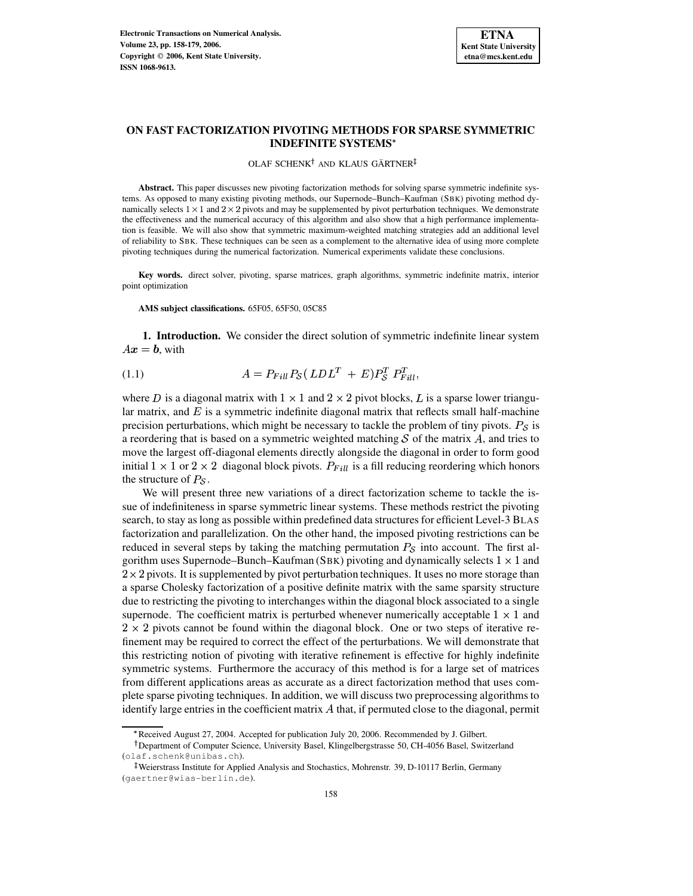# ON FAST FACTORIZATION PIVOTING METHODS FOR SPARSE SYMMETRIC INDEFINITE SYSTEMS*

OLAF SCHENK[†] AND KLAUS GÄRTNER[‡]

**Abstract.** This paper discusses new pivoting factorization methods for solving sparse symmetric indefinite systems. As opposed to many existing pivoting methods, our Supernode–Bunch–Kaufman (SBK) pivoting method dynamically selects $1 \times 1$ and $2 \times 2$ pivots and may be supplemented by pivot perturbation techniques. We demonstrate the effectiveness and the numerical accuracy of this algorithm and also show that a high performance implementation is feasible. We will also show that symmetric maximum-weighted matching strategies add an additional level of reliability to SBK. These techniques can be seen as a complement to the alternative idea of using more complete pivoting techniques during the numerical factorization. Numerical experiments validate these conclusions.

**Key words.** direct solver, pivoting, sparse matrices, graph algorithms, symmetric indefinite matrix, interior point optimization

**AMS subject classifications.** 65F05, 65F50, 05C85

## 1. Introduction.

We consider the direct solution of symmetric indefinite linear system $A\boldsymbol{x} = \boldsymbol{b}$, with

$$A = P_{Fill} P_{\mathcal{S}} (\, LDL^T \; + \; E) P_{\mathcal{S}}^T \; P_{Fill}^T, \tag{1.1}$$

where $D$ is a diagonal matrix with $1 \times 1$ and $2 \times 2$ pivot blocks, $L$ is a sparse lower triangular matrix, and $E$ is a symmetric indefinite diagonal matrix that reflects small half-machine precision perturbations, which might be necessary to tackle the problem of tiny pivots. $P_{\mathcal{S}}$ is a reordering that is based on a symmetric weighted matching $\mathcal{S}$ of the matrix $A$, and tries to move the largest off-diagonal elements directly alongside the diagonal in order to form good initial $1 \times 1$ or $2 \times 2$ diagonal block pivots. $P_{Fill}$ is a fill reducing reordering which honors the structure of $P_{\mathcal{S}}$.

We will present three new variations of a direct factorization scheme to tackle the issue of indefiniteness in sparse symmetric linear systems. These methods restrict the pivoting search, to stay as long as possible within predefined data structures for efficient Level-3 BLAS factorization and parallelization. On the other hand, the imposed pivoting restrictions can be reduced in several steps by taking the matching permutation $P_{\mathcal{S}}$ into account. The first algorithm uses Supernode–Bunch–Kaufman (SBK) pivoting and dynamically selects $1 \times 1$ and $2 \times 2$ pivots. It is supplemented by pivot perturbation techniques. It uses no more storage than a sparse Cholesky factorization of a positive definite matrix with the same sparsity structure due to restricting the pivoting to interchanges within the diagonal block associated to a single supernode. The coefficient matrix is perturbed whenever numerically acceptable $1 \times 1$ and $2 \times 2$ pivots cannot be found within the diagonal block. One or two steps of iterative refinement may be required to correct the effect of the perturbations. We will demonstrate that this restricting notion of pivoting with iterative refinement is effective for highly indefinite symmetric systems. Furthermore the accuracy of this method is for a large set of matrices from different applications areas as accurate as a direct factorization method that uses complete sparse pivoting techniques. In addition, we will discuss two preprocessing algorithms to identify large entries in the coefficient matrix $A$ that, if permuted close to the diagonal, permit

---

*Received August 27, 2004. Accepted for publication July 20, 2006. Recommended by J. Gilbert.

[†]Department of Computer Science, University Basel, Klingelbergstrasse 50, CH-4056 Basel, Switzerland (olaf.schenk@unibas.ch).

[‡]Weierstrass Institute for Applied Analysis and Stochastics, Mohrenstr. 39, D-10117 Berlin, Germany (gaertner@wias-berlin.de).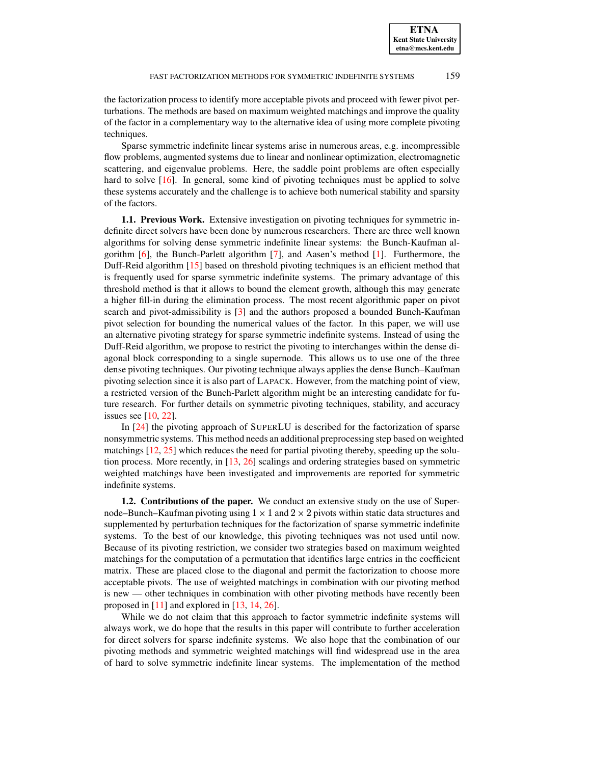the factorization process to identify more acceptable pivots and proceed with fewer pivot perturbations. The methods are based on maximum weighted matchings and improve the quality of the factor in a complementary way to the alternative idea of using more complete pivoting techniques.

Sparse symmetric indefinite linear systems arise in numerous areas, e.g. incompressible flow problems, augmented systems due to linear and nonlinear optimization, electromagnetic scattering, and eigenvalue problems. Here, the saddle point problems are often especially hard to solve [16]. In general, some kind of pivoting techniques must be applied to solve these systems accurately and the challenge is to achieve both numerical stability and sparsity of the factors.

### 1.1. Previous Work.

Extensive investigation on pivoting techniques for symmetric indefinite direct solvers have been done by numerous researchers. There are three well known algorithms for solving dense symmetric indefinite linear systems: the Bunch-Kaufman algorithm [6], the Bunch-Parlett algorithm [7], and Aasen's method [1]. Furthermore, the Duff-Reid algorithm [15] based on threshold pivoting techniques is an efficient method that is frequently used for sparse symmetric indefinite systems. The primary advantage of this threshold method is that it allows to bound the element growth, although this may generate a higher fill-in during the elimination process. The most recent algorithmic paper on pivot search and pivot-admissibility is [3] and the authors proposed a bounded Bunch-Kaufman pivot selection for bounding the numerical values of the factor. In this paper, we will use an alternative pivoting strategy for sparse symmetric indefinite systems. Instead of using the Duff-Reid algorithm, we propose to restrict the pivoting to interchanges within the dense diagonal block corresponding to a single supernode. This allows us to use one of the three dense pivoting techniques. Our pivoting technique always applies the dense Bunch–Kaufman pivoting selection since it is also part of LAPACK. However, from the matching point of view, a restricted version of the Bunch-Parlett algorithm might be an interesting candidate for future research. For further details on symmetric pivoting techniques, stability, and accuracy issues see [10, 22].

In [24] the pivoting approach of SUPERLU is described for the factorization of sparse nonsymmetric systems. This method needs an additional preprocessing step based on weighted matchings [12, 25] which reduces the need for partial pivoting thereby, speeding up the solution process. More recently, in [13, 26] scalings and ordering strategies based on symmetric weighted matchings have been investigated and improvements are reported for symmetric indefinite systems.

### 1.2. Contributions of the paper.

We conduct an extensive study on the use of Supernode–Bunch–Kaufman pivoting using $1 \times 1$ and $2 \times 2$ pivots within static data structures and supplemented by perturbation techniques for the factorization of sparse symmetric indefinite systems. To the best of our knowledge, this pivoting techniques was not used until now. Because of its pivoting restriction, we consider two strategies based on maximum weighted matchings for the computation of a permutation that identifies large entries in the coefficient matrix. These are placed close to the diagonal and permit the factorization to choose more acceptable pivots. The use of weighted matchings in combination with our pivoting method is new — other techniques in combination with other pivoting methods have recently been proposed in [11] and explored in [13, 14, 26].

While we do not claim that this approach to factor symmetric indefinite systems will always work, we do hope that the results in this paper will contribute to further acceleration for direct solvers for sparse indefinite systems. We also hope that the combination of our pivoting methods and symmetric weighted matchings will find widespread use in the area of hard to solve symmetric indefinite linear systems. The implementation of the method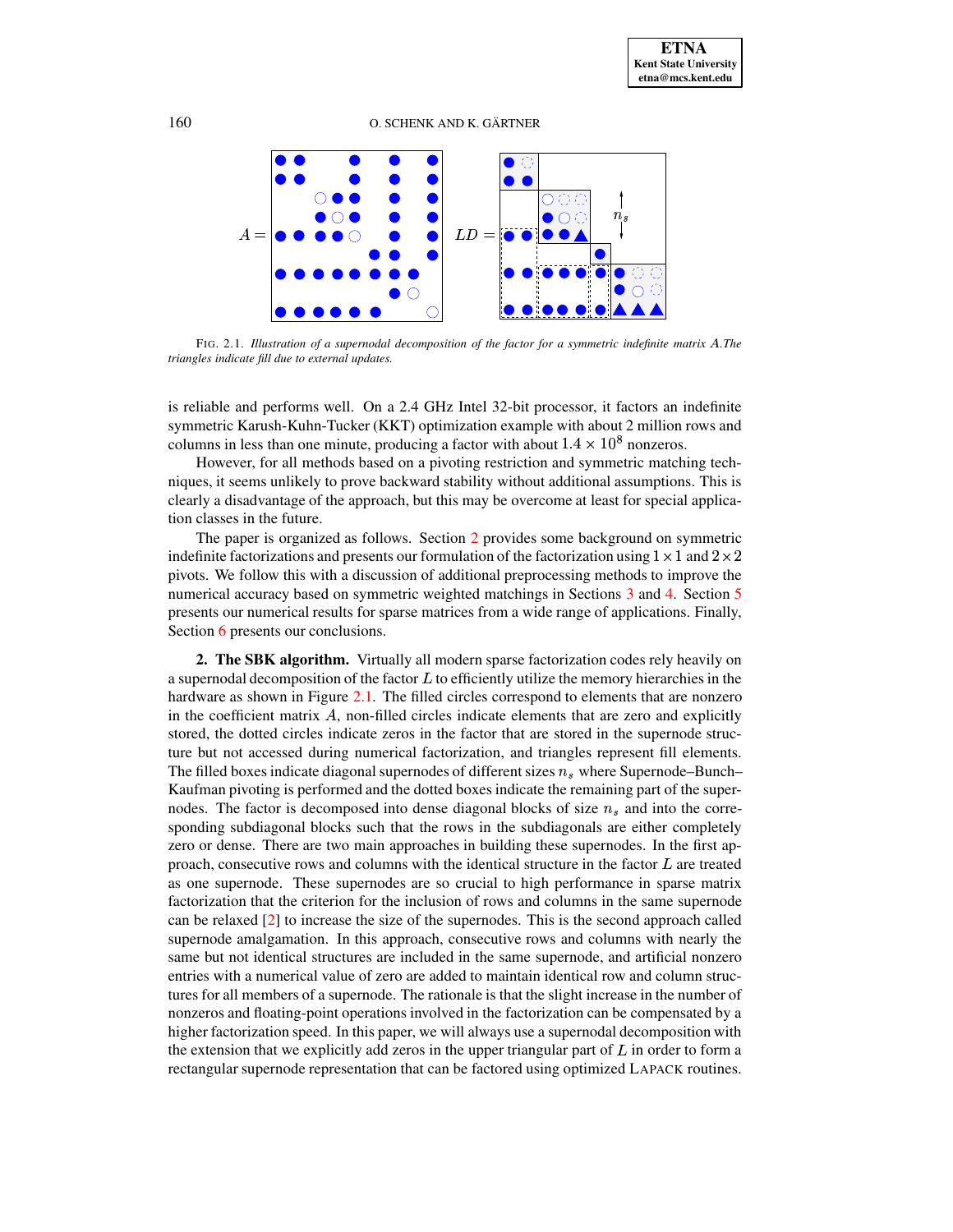FIG. 2.1. *Illustration of a supernodal decomposition of the factor for a symmetric indefinite matrix $A$.The triangles indicate fill due to external updates.*

is reliable and performs well. On a 2.4 GHz Intel 32-bit processor, it factors an indefinite symmetric Karush-Kuhn-Tucker (KKT) optimization example with about 2 million rows and columns in less than one minute, producing a factor with about $1.4 \times 10^8$ nonzeros.

However, for all methods based on a pivoting restriction and symmetric matching techniques, it seems unlikely to prove backward stability without additional assumptions. This is clearly a disadvantage of the approach, but this may be overcome at least for special application classes in the future.

The paper is organized as follows. Section 2 provides some background on symmetric indefinite factorizations and presents our formulation of the factorization using $1 \times 1$ and $2 \times 2$ pivots. We follow this with a discussion of additional preprocessing methods to improve the numerical accuracy based on symmetric weighted matchings in Sections 3 and 4. Section 5 presents our numerical results for sparse matrices from a wide range of applications. Finally, Section 6 presents our conclusions.

## 2. The SBK algorithm.

Virtually all modern sparse factorization codes rely heavily on a supernodal decomposition of the factor $L$ to efficiently utilize the memory hierarchies in the hardware as shown in Figure 2.1. The filled circles correspond to elements that are nonzero in the coefficient matrix $A$, non-filled circles indicate elements that are zero and explicitly stored, the dotted circles indicate zeros in the factor that are stored in the supernode structure but not accessed during numerical factorization, and triangles represent fill elements. The filled boxes indicate diagonal supernodes of different sizes $n_s$ where Supernode–Bunch–Kaufman pivoting is performed and the dotted boxes indicate the remaining part of the supernodes. The factor is decomposed into dense diagonal blocks of size $n_s$ and into the corresponding subdiagonal blocks such that the rows in the subdiagonals are either completely zero or dense. There are two main approaches in building these supernodes. In the first approach, consecutive rows and columns with the identical structure in the factor $L$ are treated as one supernode. These supernodes are so crucial to high performance in sparse matrix factorization that the criterion for the inclusion of rows and columns in the same supernode can be relaxed [2] to increase the size of the supernodes. This is the second approach called supernode amalgamation. In this approach, consecutive rows and columns with nearly the same but not identical structures are included in the same supernode, and artificial nonzero entries with a numerical value of zero are added to maintain identical row and column structures for all members of a supernode. The rationale is that the slight increase in the number of nonzeros and floating-point operations involved in the factorization can be compensated by a higher factorization speed. In this paper, we will always use a supernodal decomposition with the extension that we explicitly add zeros in the upper triangular part of $L$ in order to form a rectangular supernode representation that can be factored using optimized LAPACK routines.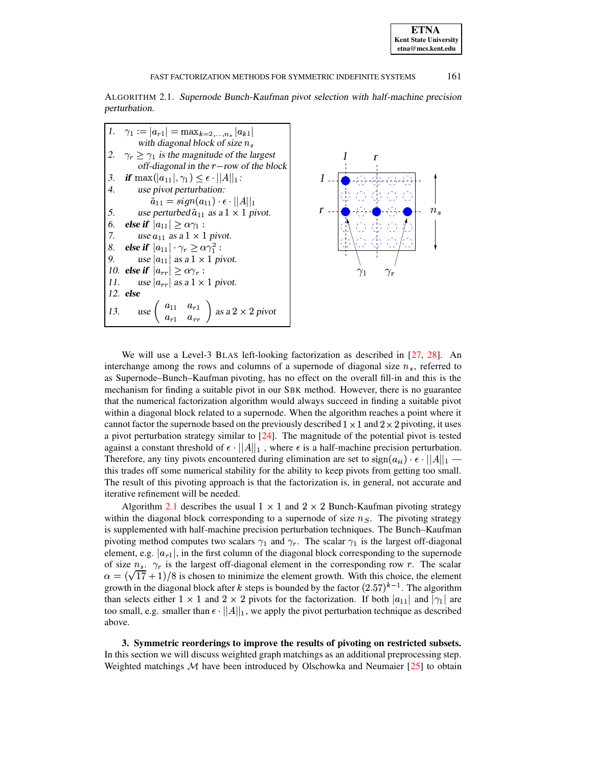ALGORITHM 2.1. *Supernode Bunch-Kaufman pivot selection with half-machine precision perturbation.*

```
1.  γ_1 := |a_r1| = max_{k=2,...,n_s} |a_k1|
        with diagonal block of size n_s
2.  γ_r ≥ γ_1 is the magnitude of the largest
        off-diagonal in the r−row of the block
3.  if max(|a_11|, γ_1) ≤ ε · ||A||_1 :
4.      use pivot perturbation:
            ã_11 = sign(a_11) · ε · ||A||_1
5.      use perturbed ã_11 as a 1 × 1 pivot.
6.  else if |a_11| ≥ αγ_1 :
7.      use a_11 as a 1 × 1 pivot.
8.  else if |a_11| · γ_r ≥ αγ_1^2 :
9.      use |a_11| as a 1 × 1 pivot.
10. else if |a_rr| ≥ αγ_r :
11.     use |a_rr| as a 1 × 1 pivot.
12. else
13.     use ( a_11  a_r1 ; a_r1  a_rr ) as a 2 × 2 pivot
```

We will use a Level-3 BLAS left-looking factorization as described in [27, 28]. An interchange among the rows and columns of a supernode of diagonal size $n_s$, referred to as Supernode–Bunch–Kaufman pivoting, has no effect on the overall fill-in and this is the mechanism for finding a suitable pivot in our SBK method. However, there is no guarantee that the numerical factorization algorithm would always succeed in finding a suitable pivot within a diagonal block related to a supernode. When the algorithm reaches a point where it cannot factor the supernode based on the previously described $1 \times 1$ and $2 \times 2$ pivoting, it uses a pivot perturbation strategy similar to [24]. The magnitude of the potential pivot is tested against a constant threshold of $\epsilon \cdot ||A||_1$ , where $\epsilon$ is a half-machine precision perturbation. Therefore, any tiny pivots encountered during elimination are set to $\text{sign}(a_{ii}) \cdot \epsilon \cdot ||A||_1$ — this trades off some numerical stability for the ability to keep pivots from getting too small. The result of this pivoting approach is that the factorization is, in general, not accurate and iterative refinement will be needed.

Algorithm 2.1 describes the usual $1 \times 1$ and $2 \times 2$ Bunch-Kaufman pivoting strategy within the diagonal block corresponding to a supernode of size $n_S$. The pivoting strategy is supplemented with half-machine precision perturbation techniques. The Bunch–Kaufman pivoting method computes two scalars $\gamma_1$ and $\gamma_r$. The scalar $\gamma_1$ is the largest off-diagonal element, e.g. $|a_{r1}|$, in the first column of the diagonal block corresponding to the supernode of size $n_s$. $\gamma_r$ is the largest off-diagonal element in the corresponding row $r$. The scalar $\alpha = (\sqrt{17}+1)/8$ is chosen to minimize the element growth. With this choice, the element growth in the diagonal block after $k$ steps is bounded by the factor $(2.57)^{k-1}$. The algorithm than selects either $1 \times 1$ and $2 \times 2$ pivots for the factorization. If both $|a_{11}|$ and $|\gamma_1|$ are too small, e.g. smaller than $\epsilon \cdot ||A||_1$, we apply the pivot perturbation technique as described above.

## 3. Symmetric reorderings to improve the results of pivoting on restricted subsets.

In this section we will discuss weighted graph matchings as an additional preprocessing step. Weighted matchings $\mathcal{M}$ have been introduced by Olschowka and Neumaier [25] to obtain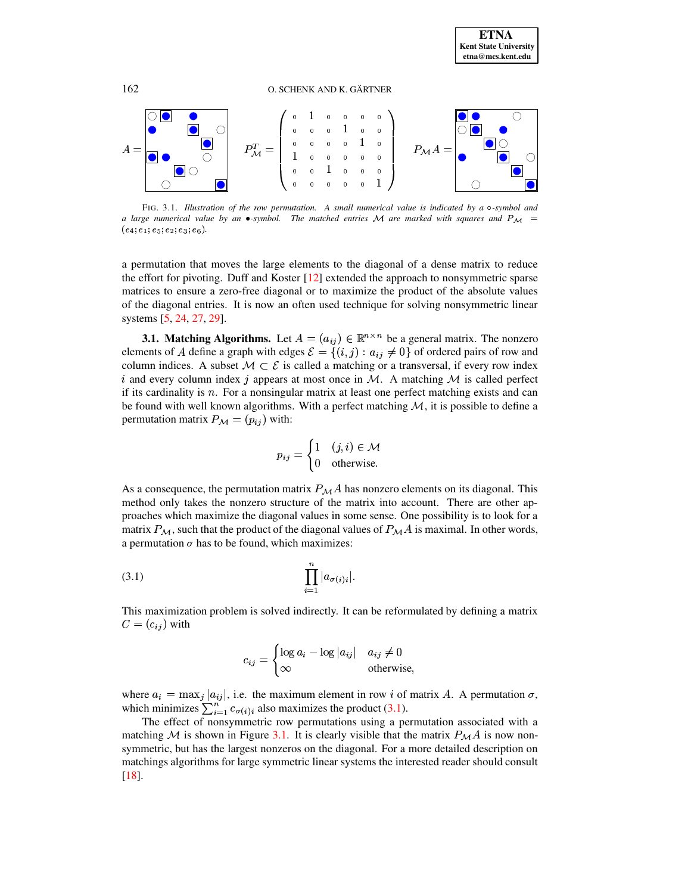$$A = \quad P_{\mathcal{M}}^T = \begin{pmatrix} 0 & 1 & 0 & 0 & 0 & 0 \\ 0 & 0 & 0 & 1 & 0 & 0 \\ 0 & 0 & 0 & 0 & 1 & 0 \\ 1 & 0 & 0 & 0 & 0 & 0 \\ 0 & 0 & 1 & 0 & 0 & 0 \\ 0 & 0 & 0 & 0 & 0 & 1 \end{pmatrix} \quad P_{\mathcal{M}} A =$$

FIG. 3.1. *Illustration of the row permutation. A small numerical value is indicated by a* $\circ$*-symbol and a large numerical value by an* $\bullet$*-symbol. The matched entries* $\mathcal{M}$ *are marked with squares and* $P_{\mathcal{M}} = (e_4; e_1; e_5; e_2; e_3; e_6)$.

a permutation that moves the large elements to the diagonal of a dense matrix to reduce the effort for pivoting. Duff and Koster [12] extended the approach to nonsymmetric sparse matrices to ensure a zero-free diagonal or to maximize the product of the absolute values of the diagonal entries. It is now an often used technique for solving nonsymmetric linear systems [5, 24, 27, 29].

**3.1. Matching Algorithms.** Let $A = (a_{ij}) \in \mathbb{R}^{n \times n}$ be a general matrix. The nonzero elements of $A$ define a graph with edges $\mathcal{E} = \{(i, j) : a_{ij} \neq 0\}$ of ordered pairs of row and column indices. A subset $\mathcal{M} \subset \mathcal{E}$ is called a matching or a transversal, if every row index $i$ and every column index $j$ appears at most once in $\mathcal{M}$. A matching $\mathcal{M}$ is called perfect if its cardinality is $n$. For a nonsingular matrix at least one perfect matching exists and can be found with well known algorithms. With a perfect matching $\mathcal{M}$, it is possible to define a permutation matrix $P_{\mathcal{M}} = (p_{ij})$ with:

$$p_{ij} = \begin{cases} 1 & (j, i) \in \mathcal{M} \\ 0 & \text{otherwise.} \end{cases}$$

As a consequence, the permutation matrix $P_{\mathcal{M}} A$ has nonzero elements on its diagonal. This method only takes the nonzero structure of the matrix into account. There are other approaches which maximize the diagonal values in some sense. One possibility is to look for a matrix $P_{\mathcal{M}}$, such that the product of the diagonal values of $P_{\mathcal{M}} A$ is maximal. In other words, a permutation $\sigma$ has to be found, which maximizes:

$$\prod_{i=1}^{n} |a_{\sigma(i)i}|. \tag{3.1}$$

This maximization problem is solved indirectly. It can be reformulated by defining a matrix $C = (c_{ij})$ with

$$c_{ij} = \begin{cases} \log a_i - \log |a_{ij}| & a_{ij} \neq 0 \\ \infty & \text{otherwise,} \end{cases}$$

where $a_i = \max_j |a_{ij}|$, i.e. the maximum element in row $i$ of matrix $A$. A permutation $\sigma$, which minimizes $\sum_{i=1}^{n} c_{\sigma(i)i}$ also maximizes the product (3.1).

The effect of nonsymmetric row permutations using a permutation associated with a matching $\mathcal{M}$ is shown in Figure 3.1. It is clearly visible that the matrix $P_{\mathcal{M}} A$ is now nonsymmetric, but has the largest nonzeros on the diagonal. For a more detailed description on matchings algorithms for large symmetric linear systems the interested reader should consult [18].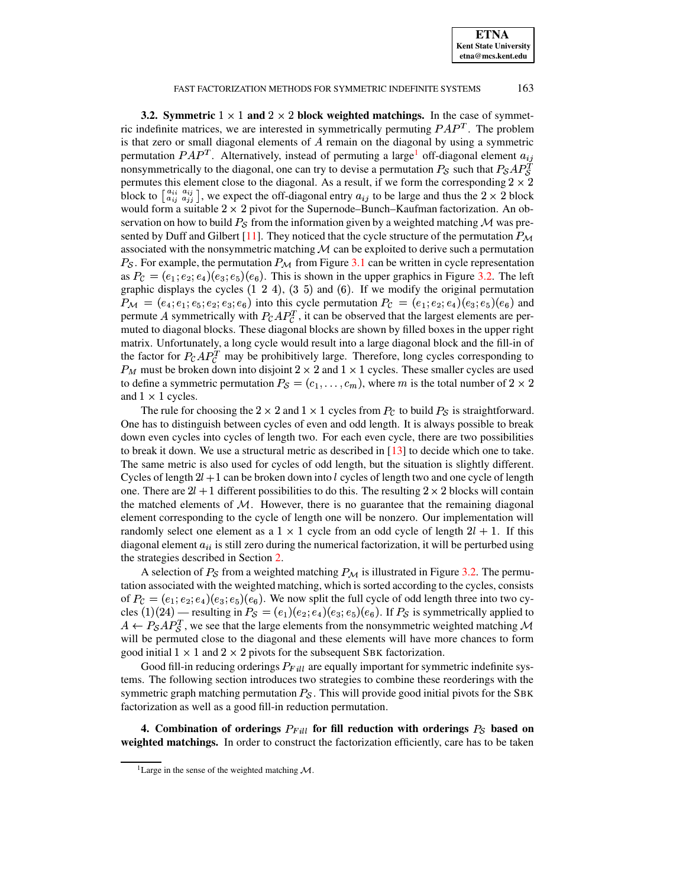**3.2. Symmetric $1 \times 1$ and $2 \times 2$ block weighted matchings.** In the case of symmetric indefinite matrices, we are interested in symmetrically permuting $PAP^T$. The problem is that zero or small diagonal elements of $A$ remain on the diagonal by using a symmetric permutation $PAP^T$. Alternatively, instead of permuting a large[1] off-diagonal element $a_{ij}$ nonsymmetrically to the diagonal, one can try to devise a permutation $P_{\mathcal{S}}$ such that $P_{\mathcal{S}}AP_{\mathcal{S}}^T$ permutes this element close to the diagonal. As a result, if we form the corresponding $2 \times 2$ block to $\left[\begin{smallmatrix} a_{ii} & a_{ij} \\ a_{ij} & a_{jj} \end{smallmatrix}\right]$, we expect the off-diagonal entry $a_{ij}$ to be large and thus the $2 \times 2$ block would form a suitable $2 \times 2$ pivot for the Supernode–Bunch–Kaufman factorization. An observation on how to build $P_{\mathcal{S}}$ from the information given by a weighted matching $\mathcal{M}$ was presented by Duff and Gilbert [11]. They noticed that the cycle structure of the permutation $P_{\mathcal{M}}$ associated with the nonsymmetric matching $\mathcal{M}$ can be exploited to derive such a permutation $P_{\mathcal{S}}$. For example, the permutation $P_{\mathcal{M}}$ from Figure 3.1 can be written in cycle representation as $P_{\mathcal{C}} = (e_1; e_2; e_4)(e_3; e_5)(e_6)$. This is shown in the upper graphics in Figure 3.2. The left graphic displays the cycles $(1\ 2\ 4)$, $(3\ 5)$ and $(6)$. If we modify the original permutation $P_{\mathcal{M}} = (e_4; e_1; e_5; e_2; e_3; e_6)$ into this cycle permutation $P_{\mathcal{C}} = (e_1; e_2; e_4)(e_3; e_5)(e_6)$ and permute $A$ symmetrically with $P_{\mathcal{C}}AP_{\mathcal{C}}^T$, it can be observed that the largest elements are permuted to diagonal blocks. These diagonal blocks are shown by filled boxes in the upper right matrix. Unfortunately, a long cycle would result into a large diagonal block and the fill-in of the factor for $P_{\mathcal{C}}AP_{\mathcal{C}}^T$ may be prohibitively large. Therefore, long cycles corresponding to $P_M$ must be broken down into disjoint $2 \times 2$ and $1 \times 1$ cycles. These smaller cycles are used to define a symmetric permutation $P_{\mathcal{S}} = (c_1, \ldots, c_m)$, where $m$ is the total number of $2 \times 2$ and $1 \times 1$ cycles.

The rule for choosing the $2 \times 2$ and $1 \times 1$ cycles from $P_{\mathcal{C}}$ to build $P_{\mathcal{S}}$ is straightforward. One has to distinguish between cycles of even and odd length. It is always possible to break down even cycles into cycles of length two. For each even cycle, there are two possibilities to break it down. We use a structural metric as described in [13] to decide which one to take. The same metric is also used for cycles of odd length, but the situation is slightly different. Cycles of length $2l+1$ can be broken down into $l$ cycles of length two and one cycle of length one. There are $2l+1$ different possibilities to do this. The resulting $2 \times 2$ blocks will contain the matched elements of $\mathcal{M}$. However, there is no guarantee that the remaining diagonal element corresponding to the cycle of length one will be nonzero. Our implementation will randomly select one element as a $1 \times 1$ cycle from an odd cycle of length $2l+1$. If this diagonal element $a_{ii}$ is still zero during the numerical factorization, it will be perturbed using the strategies described in Section 2.

A selection of $P_{\mathcal{S}}$ from a weighted matching $P_{\mathcal{M}}$ is illustrated in Figure 3.2. The permutation associated with the weighted matching, which is sorted according to the cycles, consists of $P_{\mathcal{C}} = (e_1; e_2; e_4)(e_3; e_5)(e_6)$. We now split the full cycle of odd length three into two cycles $(1)(24)$ — resulting in $P_{\mathcal{S}} = (e_1)(e_2; e_4)(e_3; e_5)(e_6)$. If $P_{\mathcal{S}}$ is symmetrically applied to $A \leftarrow P_{\mathcal{S}}AP_{\mathcal{S}}^T$, we see that the large elements from the nonsymmetric weighted matching $\mathcal{M}$ will be permuted close to the diagonal and these elements will have more chances to form good initial $1 \times 1$ and $2 \times 2$ pivots for the subsequent SBK factorization.

Good fill-in reducing orderings $P_{Fill}$ are equally important for symmetric indefinite systems. The following section introduces two strategies to combine these reorderings with the symmetric graph matching permutation $P_{\mathcal{S}}$. This will provide good initial pivots for the SBK factorization as well as a good fill-in reduction permutation.

**4. Combination of orderings $P_{Fill}$ for fill reduction with orderings $P_{\mathcal{S}}$ based on weighted matchings.** In order to construct the factorization efficiently, care has to be taken

[1] Large in the sense of the weighted matching $\mathcal{M}$.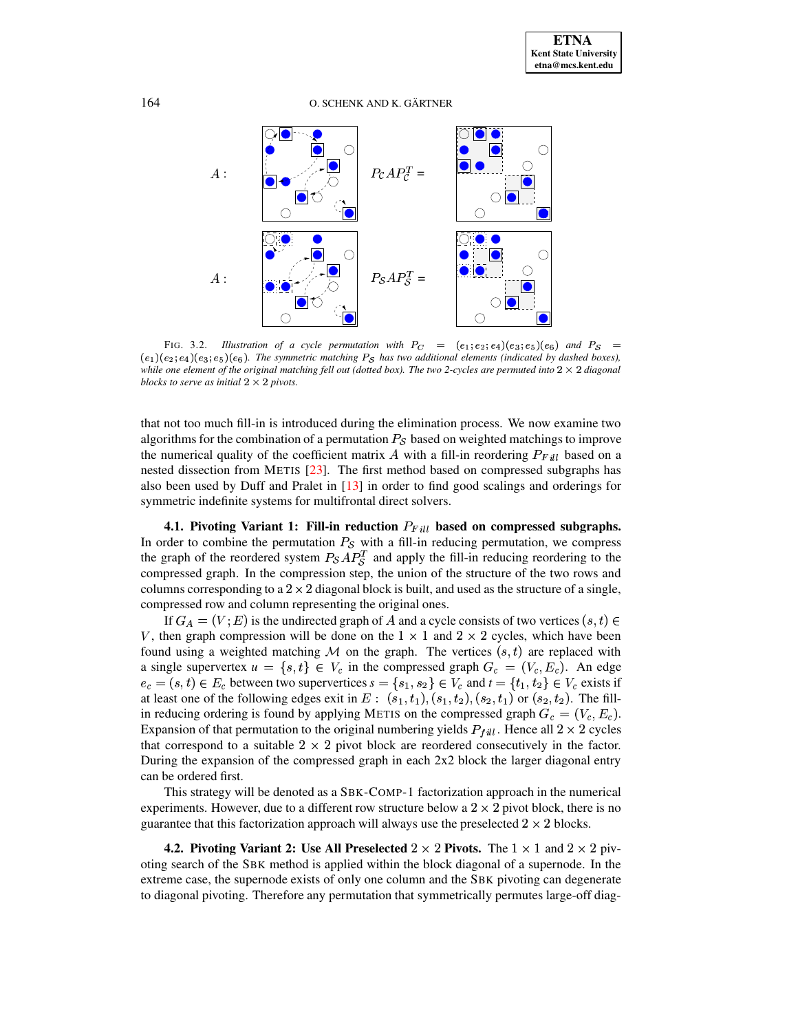$A$ : $P_C A P_C^T =$

$A$ : $P_S A P_S^T =$

FIG. 3.2. *Illustration of a cycle permutation with* $P_C = (e_1; e_2; e_4)(e_3; e_5)(e_6)$ *and* $P_S = (e_1)(e_2; e_4)(e_3; e_5)(e_6)$*. The symmetric matching* $P_S$ *has two additional elements (indicated by dashed boxes), while one element of the original matching fell out (dotted box). The two 2-cycles are permuted into* $2 \times 2$ *diagonal blocks to serve as initial* $2 \times 2$ *pivots.*

that not too much fill-in is introduced during the elimination process. We now examine two algorithms for the combination of a permutation $P_S$ based on weighted matchings to improve the numerical quality of the coefficient matrix $A$ with a fill-in reordering $P_{Fill}$ based on a nested dissection from METIS [23]. The first method based on compressed subgraphs has also been used by Duff and Pralet in [13] in order to find good scalings and orderings for symmetric indefinite systems for multifrontal direct solvers.

**4.1. Pivoting Variant 1: Fill-in reduction $P_{Fill}$ based on compressed subgraphs.** In order to combine the permutation $P_S$ with a fill-in reducing permutation, we compress the graph of the reordered system $P_S A P_S^T$ and apply the fill-in reducing reordering to the compressed graph. In the compression step, the union of the structure of the two rows and columns corresponding to a $2 \times 2$ diagonal block is built, and used as the structure of a single, compressed row and column representing the original ones.

If $G_A = (V; E)$ is the undirected graph of $A$ and a cycle consists of two vertices $(s, t) \in V$, then graph compression will be done on the $1 \times 1$ and $2 \times 2$ cycles, which have been found using a weighted matching $\mathcal{M}$ on the graph. The vertices $(s, t)$ are replaced with a single supervertex $u = \{s, t\} \in V_c$ in the compressed graph $G_c = (V_c, E_c)$. An edge $e_c = (s, t) \in E_c$ between two supervertices $s = \{s_1, s_2\} \in V_c$ and $t = \{t_1, t_2\} \in V_c$ exists if at least one of the following edges exit in $E$ : $(s_1, t_1), (s_1, t_2), (s_2, t_1)$ or $(s_2, t_2)$. The fill-in reducing ordering is found by applying METIS on the compressed graph $G_c = (V_c, E_c)$. Expansion of that permutation to the original numbering yields $P_{fill}$. Hence all $2 \times 2$ cycles that correspond to a suitable $2 \times 2$ pivot block are reordered consecutively in the factor. During the expansion of the compressed graph in each 2x2 block the larger diagonal entry can be ordered first.

This strategy will be denoted as a SBK-COMP-1 factorization approach in the numerical experiments. However, due to a different row structure below a $2 \times 2$ pivot block, there is no guarantee that this factorization approach will always use the preselected $2 \times 2$ blocks.

**4.2. Pivoting Variant 2: Use All Preselected $2 \times 2$ Pivots.** The $1 \times 1$ and $2 \times 2$ pivoting search of the SBK method is applied within the block diagonal of a supernode. In the extreme case, the supernode exists of only one column and the SBK pivoting can degenerate to diagonal pivoting. Therefore any permutation that symmetrically permutes large-off diag-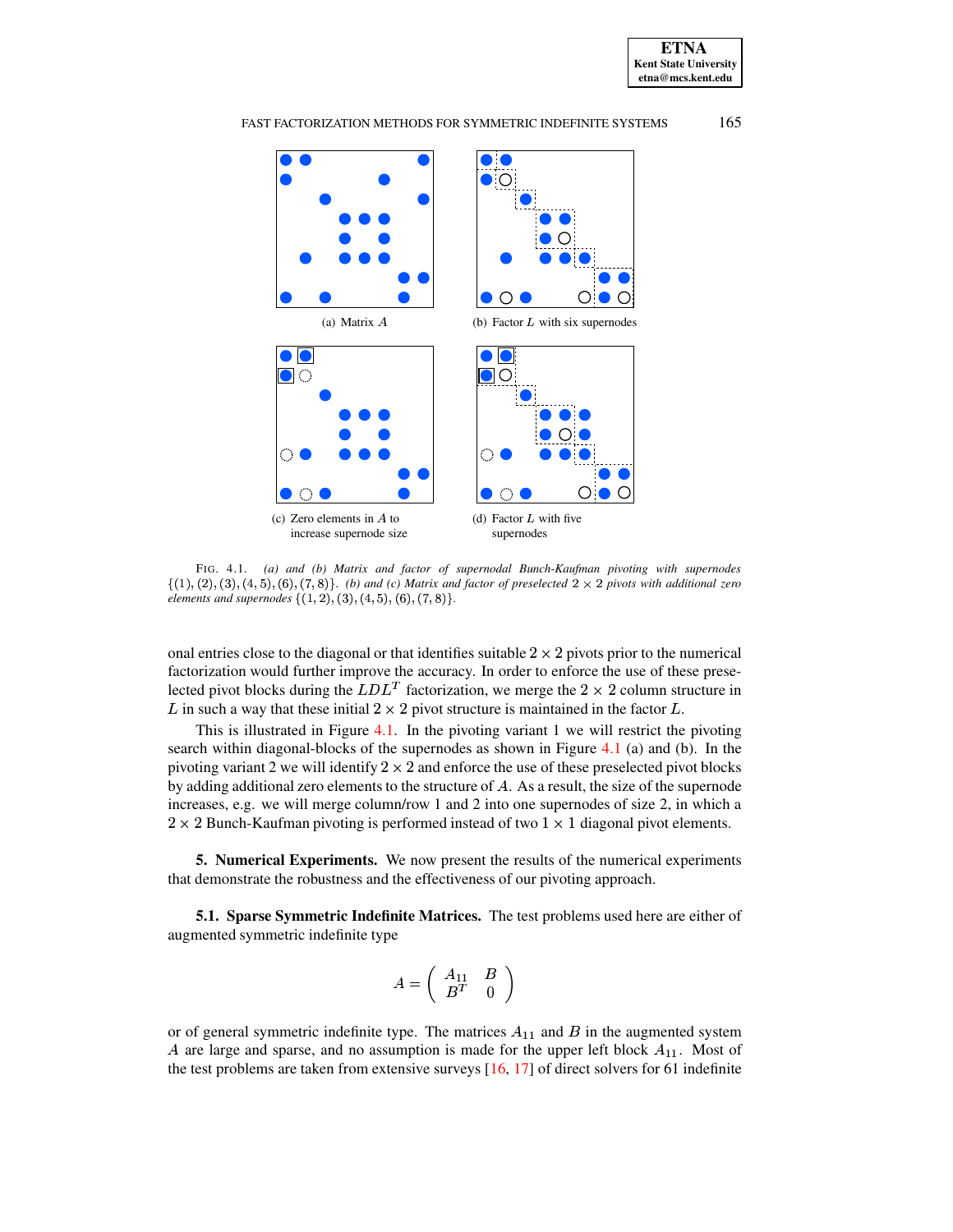(a) Matrix $A$

(b) Factor $L$ with six supernodes

(c) Zero elements in $A$ to increase supernode size

(d) Factor $L$ with five supernodes

FIG. 4.1. *(a) and (b) Matrix and factor of supernodal Bunch-Kaufman pivoting with supernodes* $\{(1), (2), (3), (4, 5), (6), (7, 8)\}$. *(b) and (c) Matrix and factor of preselected* $2 \times 2$ *pivots with additional zero elements and supernodes* $\{(1, 2), (3), (4, 5), (6), (7, 8)\}$.

onal entries close to the diagonal or that identifies suitable $2 \times 2$ pivots prior to the numerical factorization would further improve the accuracy. In order to enforce the use of these preselected pivot blocks during the $LDL^T$ factorization, we merge the $2 \times 2$ column structure in $L$ in such a way that these initial $2 \times 2$ pivot structure is maintained in the factor $L$.

This is illustrated in Figure 4.1. In the pivoting variant 1 we will restrict the pivoting search within diagonal-blocks of the supernodes as shown in Figure 4.1 (a) and (b). In the pivoting variant 2 we will identify $2 \times 2$ and enforce the use of these preselected pivot blocks by adding additional zero elements to the structure of $A$. As a result, the size of the supernode increases, e.g. we will merge column/row 1 and 2 into one supernodes of size 2, in which a $2 \times 2$ Bunch-Kaufman pivoting is performed instead of two $1 \times 1$ diagonal pivot elements.

## 5. Numerical Experiments.

We now present the results of the numerical experiments that demonstrate the robustness and the effectiveness of our pivoting approach.

### 5.1. Sparse Symmetric Indefinite Matrices.

The test problems used here are either of augmented symmetric indefinite type

$$A = \begin{pmatrix} A_{11} & B \\ B^T & 0 \end{pmatrix}$$

or of general symmetric indefinite type. The matrices $A_{11}$ and $B$ in the augmented system $A$ are large and sparse, and no assumption is made for the upper left block $A_{11}$. Most of the test problems are taken from extensive surveys [16, 17] of direct solvers for 61 indefinite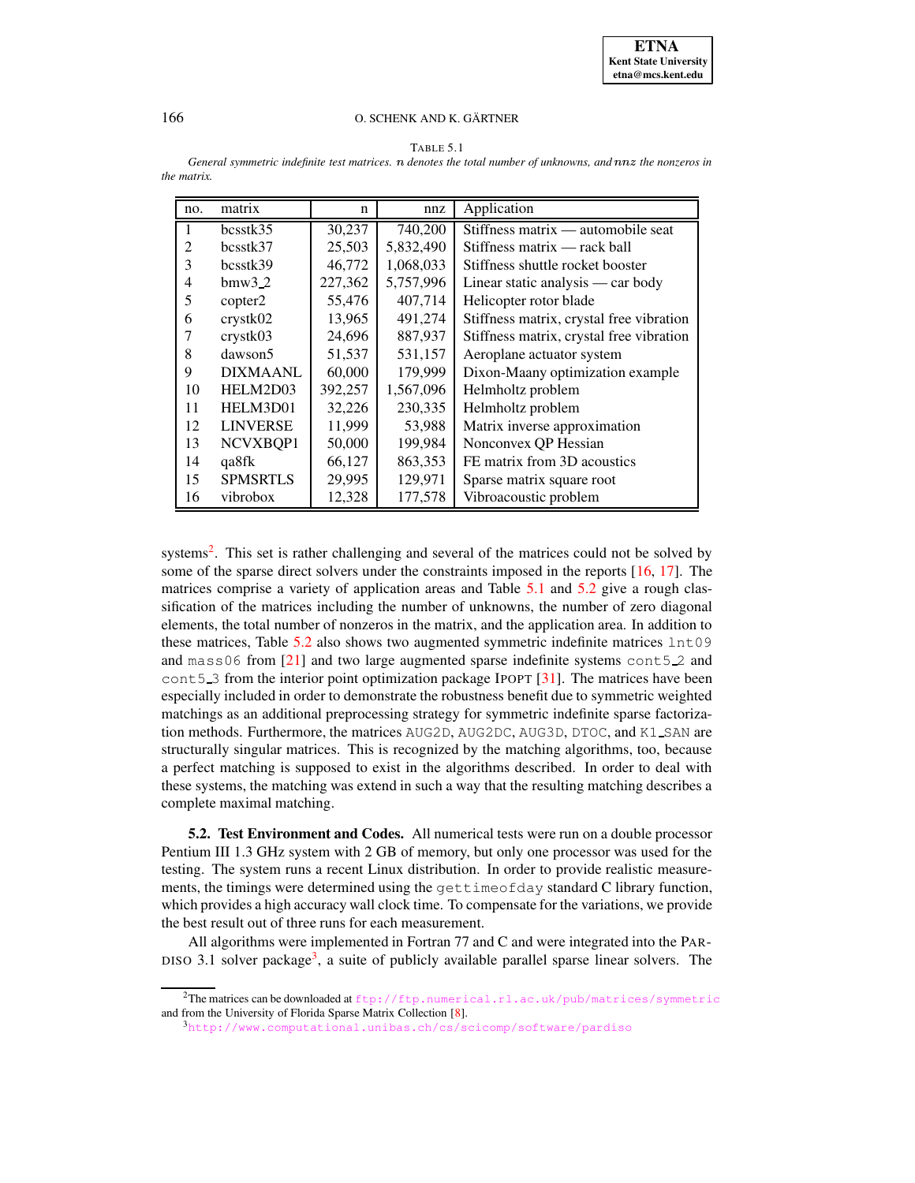TABLE 5.1

*General symmetric indefinite test matrices. $n$ denotes the total number of unknowns, and $nnz$ the nonzeros in the matrix.*

| no. | matrix | n | nnz | Application |
|---|---|---|---|---|
| 1 | bcsstk35 | 30,237 | 740,200 | Stiffness matrix — automobile seat |
| 2 | bcsstk37 | 25,503 | 5,832,490 | Stiffness matrix — rack ball |
| 3 | bcsstk39 | 46,772 | 1,068,033 | Stiffness shuttle rocket booster |
| 4 | bmw3_2 | 227,362 | 5,757,996 | Linear static analysis — car body |
| 5 | copter2 | 55,476 | 407,714 | Helicopter rotor blade |
| 6 | crystk02 | 13,965 | 491,274 | Stiffness matrix, crystal free vibration |
| 7 | crystk03 | 24,696 | 887,937 | Stiffness matrix, crystal free vibration |
| 8 | dawson5 | 51,537 | 531,157 | Aeroplane actuator system |
| 9 | DIXMAANL | 60,000 | 179,999 | Dixon-Maany optimization example |
| 10 | HELM2D03 | 392,257 | 1,567,096 | Helmholtz problem |
| 11 | HELM3D01 | 32,226 | 230,335 | Helmholtz problem |
| 12 | LINVERSE | 11,999 | 53,988 | Matrix inverse approximation |
| 13 | NCVXBQP1 | 50,000 | 199,984 | Nonconvex QP Hessian |
| 14 | qa8fk | 66,127 | 863,353 | FE matrix from 3D acoustics |
| 15 | SPMSRTLS | 29,995 | 129,971 | Sparse matrix square root |
| 16 | vibrobox | 12,328 | 177,578 | Vibroacoustic problem |

systems[2]. This set is rather challenging and several of the matrices could not be solved by some of the sparse direct solvers under the constraints imposed in the reports [16, 17]. The matrices comprise a variety of application areas and Table 5.1 and 5.2 give a rough classification of the matrices including the number of unknowns, the number of zero diagonal elements, the total number of nonzeros in the matrix, and the application area. In addition to these matrices, Table 5.2 also shows two augmented symmetric indefinite matrices `lnt09` and `mass06` from [21] and two large augmented sparse indefinite systems `cont5_2` and `cont5_3` from the interior point optimization package IPOPT [31]. The matrices have been especially included in order to demonstrate the robustness benefit due to symmetric weighted matchings as an additional preprocessing strategy for symmetric indefinite sparse factorization methods. Furthermore, the matrices `AUG2D`, `AUG2DC`, `AUG3D`, `DTOC`, and `K1_SAN` are structurally singular matrices. This is recognized by the matching algorithms, too, because a perfect matching is supposed to exist in the algorithms described. In order to deal with these systems, the matching was extend in such a way that the resulting matching describes a complete maximal matching.

**5.2. Test Environment and Codes.** All numerical tests were run on a double processor Pentium III 1.3 GHz system with 2 GB of memory, but only one processor was used for the testing. The system runs a recent Linux distribution. In order to provide realistic measurements, the timings were determined using the `gettimeofday` standard C library function, which provides a high accuracy wall clock time. To compensate for the variations, we provide the best result out of three runs for each measurement.

All algorithms were implemented in Fortran 77 and C and were integrated into the PARDISO 3.1 solver package[3], a suite of publicly available parallel sparse linear solvers. The

[2]The matrices can be downloaded at `ftp://ftp.numerical.rl.ac.uk/pub/matrices/symmetric` and from the University of Florida Sparse Matrix Collection [8].

[3]`http://www.computational.unibas.ch/cs/scicomp/software/pardiso`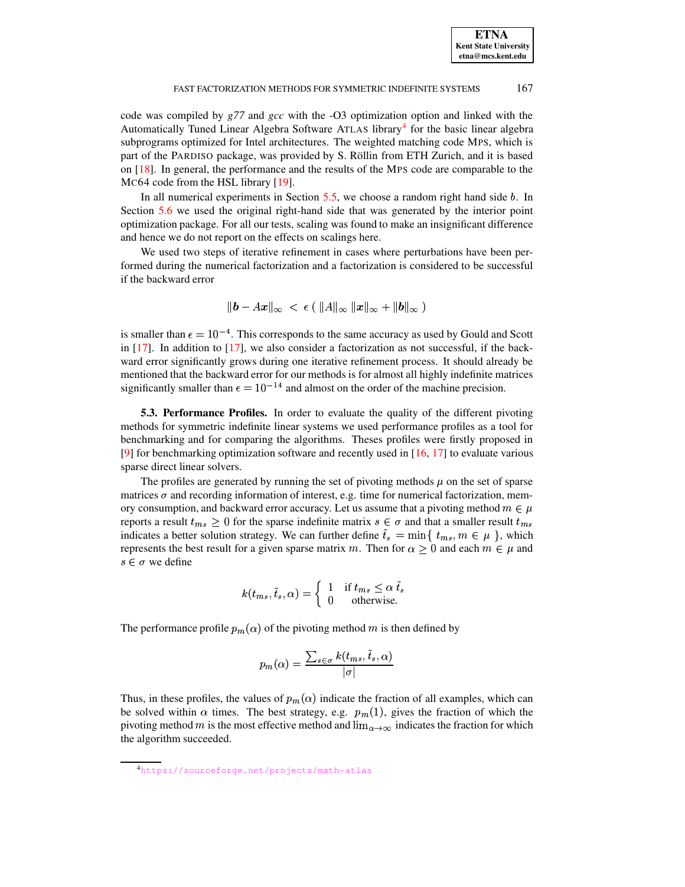code was compiled by *g77* and *gcc* with the -O3 optimization option and linked with the Automatically Tuned Linear Algebra Software ATLAS library[4] for the basic linear algebra subprograms optimized for Intel architectures. The weighted matching code MPS, which is part of the PARDISO package, was provided by S. Röllin from ETH Zurich, and it is based on [18]. In general, the performance and the results of the MPS code are comparable to the MC64 code from the HSL library [19].

In all numerical experiments in Section 5.5, we choose a random right hand side $b$. In Section 5.6 we used the original right-hand side that was generated by the interior point optimization package. For all our tests, scaling was found to make an insignificant difference and hence we do not report on the effects on scalings here.

We used two steps of iterative refinement in cases where perturbations have been performed during the numerical factorization and a factorization is considered to be successful if the backward error

$$\|\boldsymbol{b} - A\boldsymbol{x}\|_\infty \; < \; \epsilon \, ( \, \|A\|_\infty \, \|\boldsymbol{x}\|_\infty + \|\boldsymbol{b}\|_\infty \, )$$

is smaller than $\epsilon = 10^{-4}$. This corresponds to the same accuracy as used by Gould and Scott in [17]. In addition to [17], we also consider a factorization as not successful, if the backward error significantly grows during one iterative refinement process. It should already be mentioned that the backward error for our methods is for almost all highly indefinite matrices significantly smaller than $\epsilon = 10^{-14}$ and almost on the order of the machine precision.

**5.3. Performance Profiles.** In order to evaluate the quality of the different pivoting methods for symmetric indefinite linear systems we used performance profiles as a tool for benchmarking and for comparing the algorithms. Theses profiles were firstly proposed in [9] for benchmarking optimization software and recently used in [16, 17] to evaluate various sparse direct linear solvers.

The profiles are generated by running the set of pivoting methods $\mu$ on the set of sparse matrices $\sigma$ and recording information of interest, e.g. time for numerical factorization, memory consumption, and backward error accuracy. Let us assume that a pivoting method $m \in \mu$ reports a result $t_{ms} \geq 0$ for the sparse indefinite matrix $s \in \sigma$ and that a smaller result $t_{ms}$ indicates a better solution strategy. We can further define $\tilde{t}_s = \min\{\, t_{ms}, m \in \mu \,\}$, which represents the best result for a given sparse matrix $m$. Then for $\alpha \geq 0$ and each $m \in \mu$ and $s \in \sigma$ we define

$$k(t_{ms}, \tilde{t}_s, \alpha) = \begin{cases} 1 & \text{if } t_{ms} \leq \alpha \, \tilde{t}_s \\ 0 & \text{otherwise.} \end{cases}$$

The performance profile $p_m(\alpha)$ of the pivoting method $m$ is then defined by

$$p_m(\alpha) = \frac{\sum_{s \in \sigma} k(t_{ms}, \tilde{t}_s, \alpha)}{|\sigma|}$$

Thus, in these profiles, the values of $p_m(\alpha)$ indicate the fraction of all examples, which can be solved within $\alpha$ times. The best strategy, e.g. $p_m(1)$, gives the fraction of which the pivoting method $m$ is the most effective method and $\lim_{\alpha \to \infty}$ indicates the fraction for which the algorithm succeeded.

[4] https://sourceforge.net/projects/math-atlas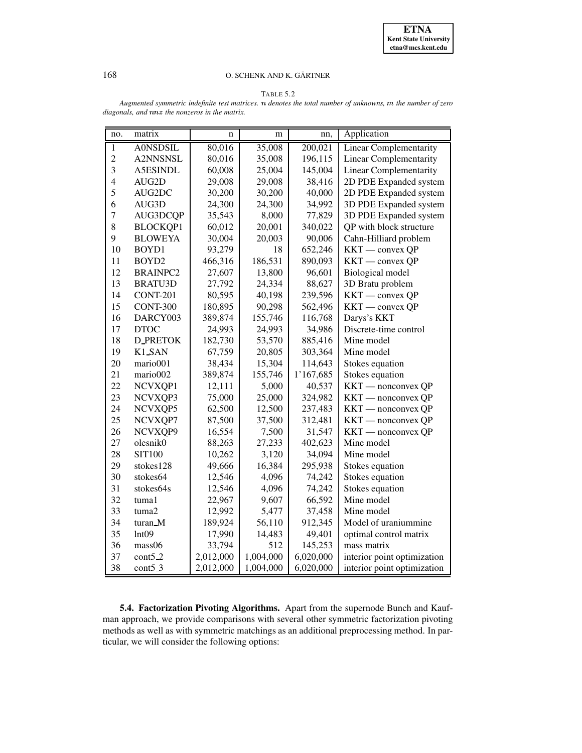TABLE 5.2

*Augmented symmetric indefinite test matrices. $n$ denotes the total number of unknowns, $m$ the number of zero diagonals, and $nnz$ the nonzeros in the matrix.*

| no. | matrix | n | m | nn, | Application |
|---|---|---|---|---|---|
| 1 | A0NSDSIL | 80,016 | 35,008 | 200,021 | Linear Complementarity |
| 2 | A2NNSNSL | 80,016 | 35,008 | 196,115 | Linear Complementarity |
| 3 | A5ESINDL | 60,008 | 25,004 | 145,004 | Linear Complementarity |
| 4 | AUG2D | 29,008 | 29,008 | 38,416 | 2D PDE Expanded system |
| 5 | AUG2DC | 30,200 | 30,200 | 40,000 | 2D PDE Expanded system |
| 6 | AUG3D | 24,300 | 24,300 | 34,992 | 3D PDE Expanded system |
| 7 | AUG3DCQP | 35,543 | 8,000 | 77,829 | 3D PDE Expanded system |
| 8 | BLOCKQP1 | 60,012 | 20,001 | 340,022 | QP with block structure |
| 9 | BLOWEYA | 30,004 | 20,003 | 90,006 | Cahn-Hilliard problem |
| 10 | BOYD1 | 93,279 | 18 | 652,246 | KKT — convex QP |
| 11 | BOYD2 | 466,316 | 186,531 | 890,093 | KKT — convex QP |
| 12 | BRAINPC2 | 27,607 | 13,800 | 96,601 | Biological model |
| 13 | BRATU3D | 27,792 | 24,334 | 88,627 | 3D Bratu problem |
| 14 | CONT-201 | 80,595 | 40,198 | 239,596 | KKT — convex QP |
| 15 | CONT-300 | 180,895 | 90,298 | 562,496 | KKT — convex QP |
| 16 | DARCY003 | 389,874 | 155,746 | 116,768 | Darys's KKT |
| 17 | DTOC | 24,993 | 24,993 | 34,986 | Discrete-time control |
| 18 | D_PRETOK | 182,730 | 53,570 | 885,416 | Mine model |
| 19 | K1_SAN | 67,759 | 20,805 | 303,364 | Mine model |
| 20 | mario001 | 38,434 | 15,304 | 114,643 | Stokes equation |
| 21 | mario002 | 389,874 | 155,746 | 1'167,685 | Stokes equation |
| 22 | NCVXQP1 | 12,111 | 5,000 | 40,537 | KKT — nonconvex QP |
| 23 | NCVXQP3 | 75,000 | 25,000 | 324,982 | KKT — nonconvex QP |
| 24 | NCVXQP5 | 62,500 | 12,500 | 237,483 | KKT — nonconvex QP |
| 25 | NCVXQP7 | 87,500 | 37,500 | 312,481 | KKT — nonconvex QP |
| 26 | NCVXQP9 | 16,554 | 7,500 | 31,547 | KKT — nonconvex QP |
| 27 | olesnik0 | 88,263 | 27,233 | 402,623 | Mine model |
| 28 | SIT100 | 10,262 | 3,120 | 34,094 | Mine model |
| 29 | stokes128 | 49,666 | 16,384 | 295,938 | Stokes equation |
| 30 | stokes64 | 12,546 | 4,096 | 74,242 | Stokes equation |
| 31 | stokes64s | 12,546 | 4,096 | 74,242 | Stokes equation |
| 32 | tuma1 | 22,967 | 9,607 | 66,592 | Mine model |
| 33 | tuma2 | 12,992 | 5,477 | 37,458 | Mine model |
| 34 | turan_M | 189,924 | 56,110 | 912,345 | Model of uraniummine |
| 35 | lnt09 | 17,990 | 14,483 | 49,401 | optimal control matrix |
| 36 | mass06 | 33,794 | 512 | 145,253 | mass matrix |
| 37 | cont5_2 | 2,012,000 | 1,004,000 | 6,020,000 | interior point optimization |
| 38 | cont5_3 | 2,012,000 | 1,004,000 | 6,020,000 | interior point optimization |

**5.4. Factorization Pivoting Algorithms.** Apart from the supernode Bunch and Kaufman approach, we provide comparisons with several other symmetric factorization pivoting methods as well as with symmetric matchings as an additional preprocessing method. In particular, we will consider the following options: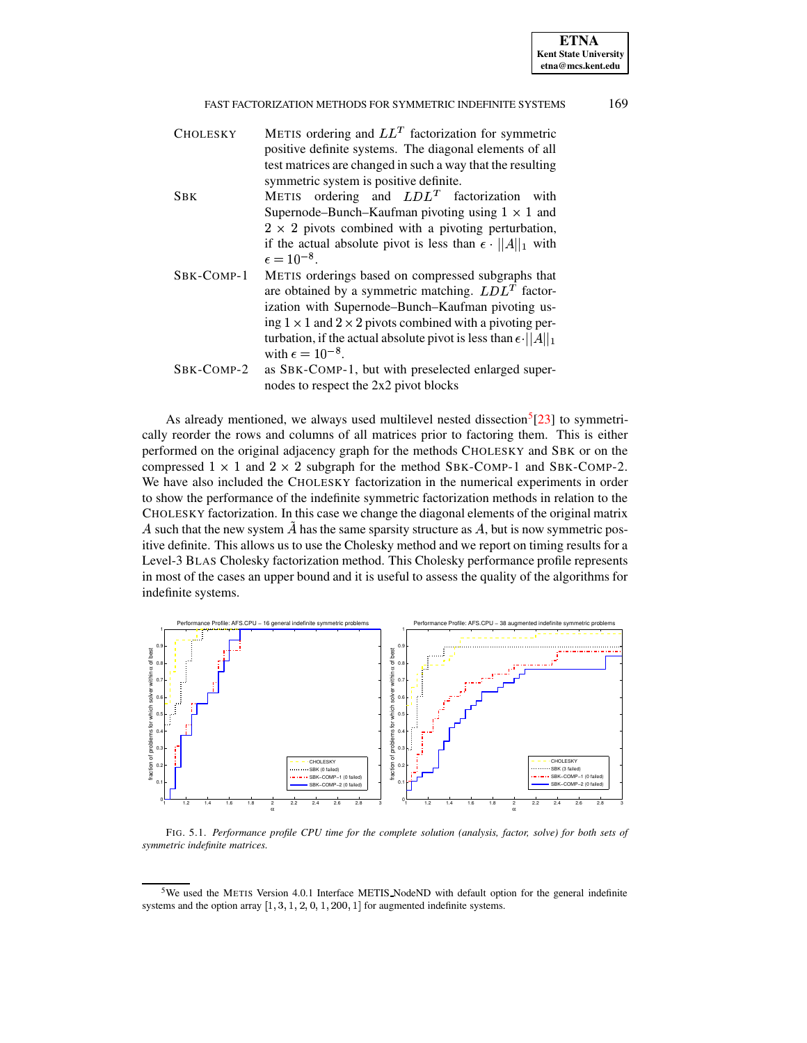| | |
|---|---|
| CHOLESKY | METIS ordering and $LL^T$ factorization for symmetric positive definite systems. The diagonal elements of all test matrices are changed in such a way that the resulting symmetric system is positive definite. |
| SBK | METIS ordering and $LDL^T$ factorization with Supernode–Bunch–Kaufman pivoting using $1 \times 1$ and $2 \times 2$ pivots combined with a pivoting perturbation, if the actual absolute pivot is less than $\epsilon \cdot \|\|A\|\|_1$ with $\epsilon = 10^{-8}$. |
| SBK-COMP-1 | METIS orderings based on compressed subgraphs that are obtained by a symmetric matching. $LDL^T$ factorization with Supernode–Bunch–Kaufman pivoting using $1 \times 1$ and $2 \times 2$ pivots combined with a pivoting perturbation, if the actual absolute pivot is less than $\epsilon \cdot \|\|A\|\|_1$ with $\epsilon = 10^{-8}$. |
| SBK-COMP-2 | as SBK-COMP-1, but with preselected enlarged supernodes to respect the 2x2 pivot blocks |

As already mentioned, we always used multilevel nested dissection[5] [23] to symmetrically reorder the rows and columns of all matrices prior to factoring them. This is either performed on the original adjacency graph for the methods CHOLESKY and SBK or on the compressed $1 \times 1$ and $2 \times 2$ subgraph for the method SBK-COMP-1 and SBK-COMP-2. We have also included the CHOLESKY factorization in the numerical experiments in order to show the performance of the indefinite symmetric factorization methods in relation to the CHOLESKY factorization. In this case we change the diagonal elements of the original matrix $A$ such that the new system $\tilde{A}$ has the same sparsity structure as $A$, but is now symmetric positive definite. This allows us to use the Cholesky method and we report on timing results for a Level-3 BLAS Cholesky factorization method. This Cholesky performance profile represents in most of the cases an upper bound and it is useful to assess the quality of the algorithms for indefinite systems.

FIG. 5.1. *Performance profile CPU time for the complete solution (analysis, factor, solve) for both sets of symmetric indefinite matrices.*

[5] We used the METIS Version 4.0.1 Interface METIS_NodeND with default option for the general indefinite systems and the option array $[1, 3, 1, 2, 0, 1, 200, 1]$ for augmented indefinite systems.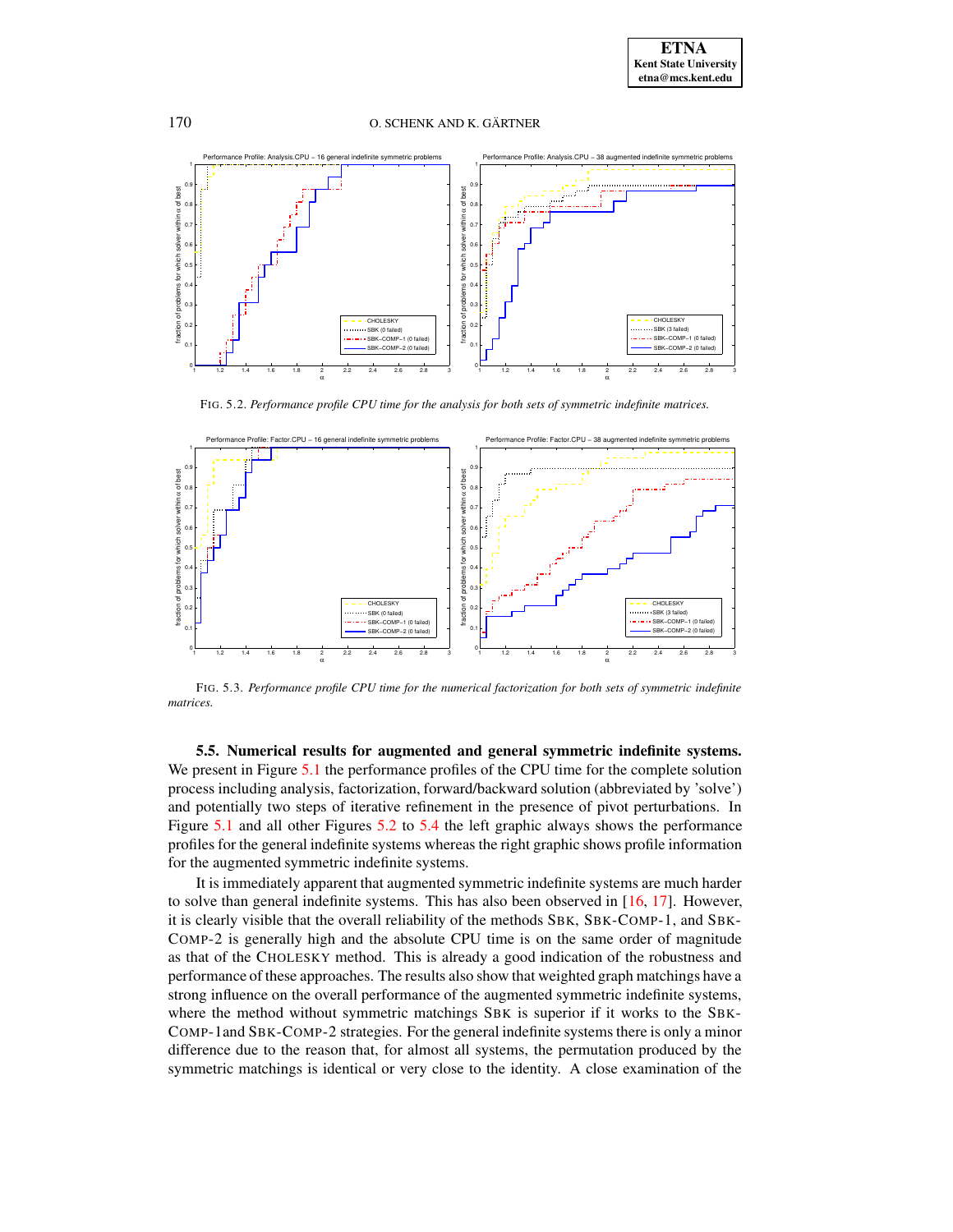FIG. 5.2. *Performance profile CPU time for the analysis for both sets of symmetric indefinite matrices.*

FIG. 5.3. *Performance profile CPU time for the numerical factorization for both sets of symmetric indefinite matrices.*

**5.5. Numerical results for augmented and general symmetric indefinite systems.** We present in Figure 5.1 the performance profiles of the CPU time for the complete solution process including analysis, factorization, forward/backward solution (abbreviated by 'solve') and potentially two steps of iterative refinement in the presence of pivot perturbations. In Figure 5.1 and all other Figures 5.2 to 5.4 the left graphic always shows the performance profiles for the general indefinite systems whereas the right graphic shows profile information for the augmented symmetric indefinite systems.

It is immediately apparent that augmented symmetric indefinite systems are much harder to solve than general indefinite systems. This has also been observed in [16, 17]. However, it is clearly visible that the overall reliability of the methods SBK, SBK-COMP-1, and SBK-COMP-2 is generally high and the absolute CPU time is on the same order of magnitude as that of the CHOLESKY method. This is already a good indication of the robustness and performance of these approaches. The results also show that weighted graph matchings have a strong influence on the overall performance of the augmented symmetric indefinite systems, where the method without symmetric matchings SBK is superior if it works to the SBK-COMP-1and SBK-COMP-2 strategies. For the general indefinite systems there is only a minor difference due to the reason that, for almost all systems, the permutation produced by the symmetric matchings is identical or very close to the identity. A close examination of the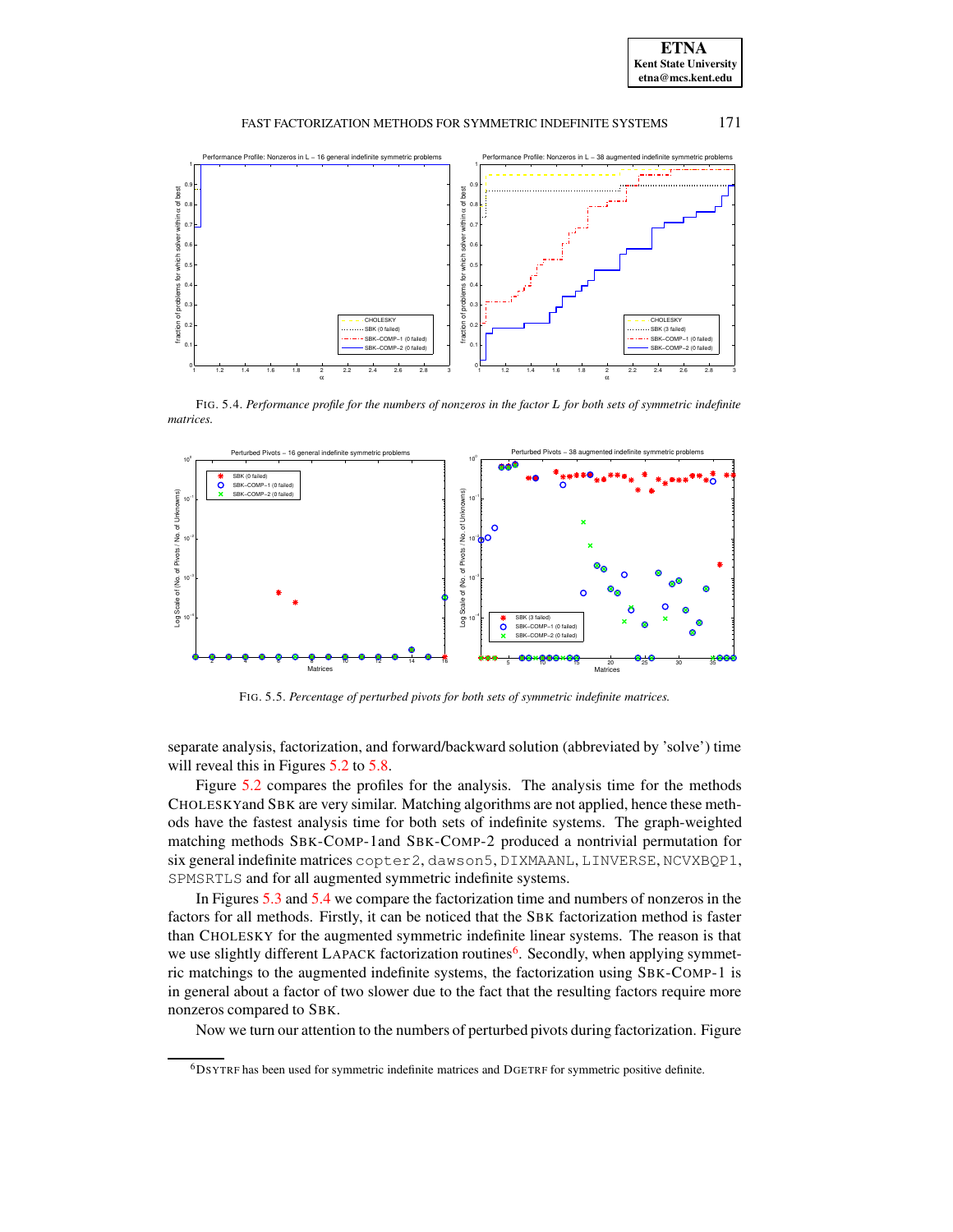FIG. 5.4. *Performance profile for the numbers of nonzeros in the factor L for both sets of symmetric indefinite matrices.*

FIG. 5.5. *Percentage of perturbed pivots for both sets of symmetric indefinite matrices.*

separate analysis, factorization, and forward/backward solution (abbreviated by 'solve') time will reveal this in Figures 5.2 to 5.8.

Figure 5.2 compares the profiles for the analysis. The analysis time for the methods CHOLESKYand SBK are very similar. Matching algorithms are not applied, hence these methods have the fastest analysis time for both sets of indefinite systems. The graph-weighted matching methods SBK-COMP-1and SBK-COMP-2 produced a nontrivial permutation for six general indefinite matrices `copter2`, `dawson5`, `DIXMAANL`, `LINVERSE`, `NCVXBQP1`, `SPMSRTLS` and for all augmented symmetric indefinite systems.

In Figures 5.3 and 5.4 we compare the factorization time and numbers of nonzeros in the factors for all methods. Firstly, it can be noticed that the SBK factorization method is faster than CHOLESKY for the augmented symmetric indefinite linear systems. The reason is that we use slightly different LAPACK factorization routines[6]. Secondly, when applying symmetric matchings to the augmented indefinite systems, the factorization using SBK-COMP-1 is in general about a factor of two slower due to the fact that the resulting factors require more nonzeros compared to SBK.

Now we turn our attention to the numbers of perturbed pivots during factorization. Figure

[6] DSYTRF has been used for symmetric indefinite matrices and DGETRF for symmetric positive definite.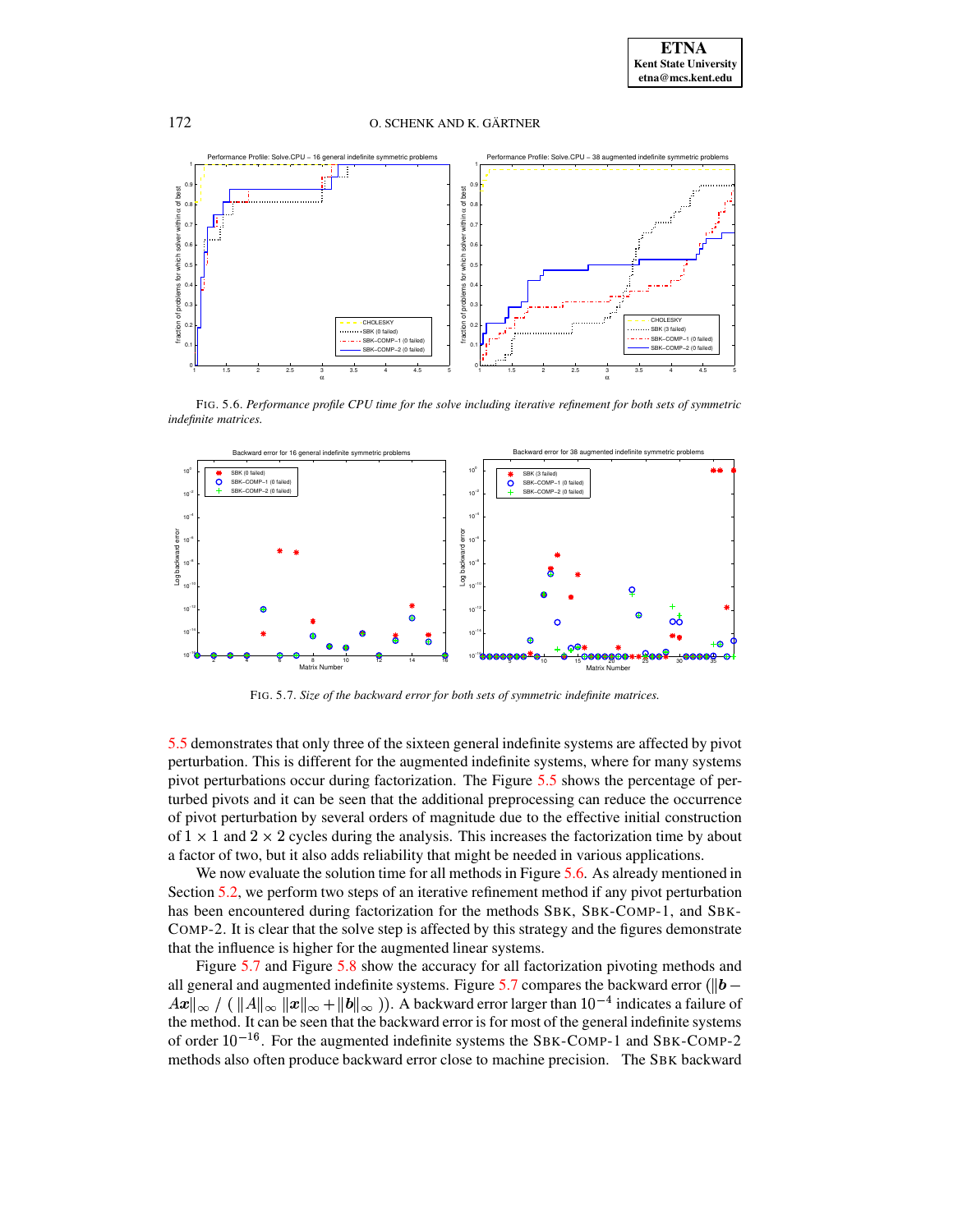FIG. 5.6. *Performance profile CPU time for the solve including iterative refinement for both sets of symmetric indefinite matrices.*

FIG. 5.7. *Size of the backward error for both sets of symmetric indefinite matrices.*

5.5 demonstrates that only three of the sixteen general indefinite systems are affected by pivot perturbation. This is different for the augmented indefinite systems, where for many systems pivot perturbations occur during factorization. The Figure 5.5 shows the percentage of perturbed pivots and it can be seen that the additional preprocessing can reduce the occurrence of pivot perturbation by several orders of magnitude due to the effective initial construction of $1 \times 1$ and $2 \times 2$ cycles during the analysis. This increases the factorization time by about a factor of two, but it also adds reliability that might be needed in various applications.

We now evaluate the solution time for all methods in Figure 5.6. As already mentioned in Section 5.2, we perform two steps of an iterative refinement method if any pivot perturbation has been encountered during factorization for the methods SBK, SBK-COMP-1, and SBK-COMP-2. It is clear that the solve step is affected by this strategy and the figures demonstrate that the influence is higher for the augmented linear systems.

Figure 5.7 and Figure 5.8 show the accuracy for all factorization pivoting methods and all general and augmented indefinite systems. Figure 5.7 compares the backward error ($\|b - Ax\|_\infty \,/\, (\,\|A\|_\infty\, \|x\|_\infty + \|b\|_\infty\,)$). A backward error larger than $10^{-4}$ indicates a failure of the method. It can be seen that the backward error is for most of the general indefinite systems of order $10^{-16}$. For the augmented indefinite systems the SBK-COMP-1 and SBK-COMP-2 methods also often produce backward error close to machine precision. The SBK backward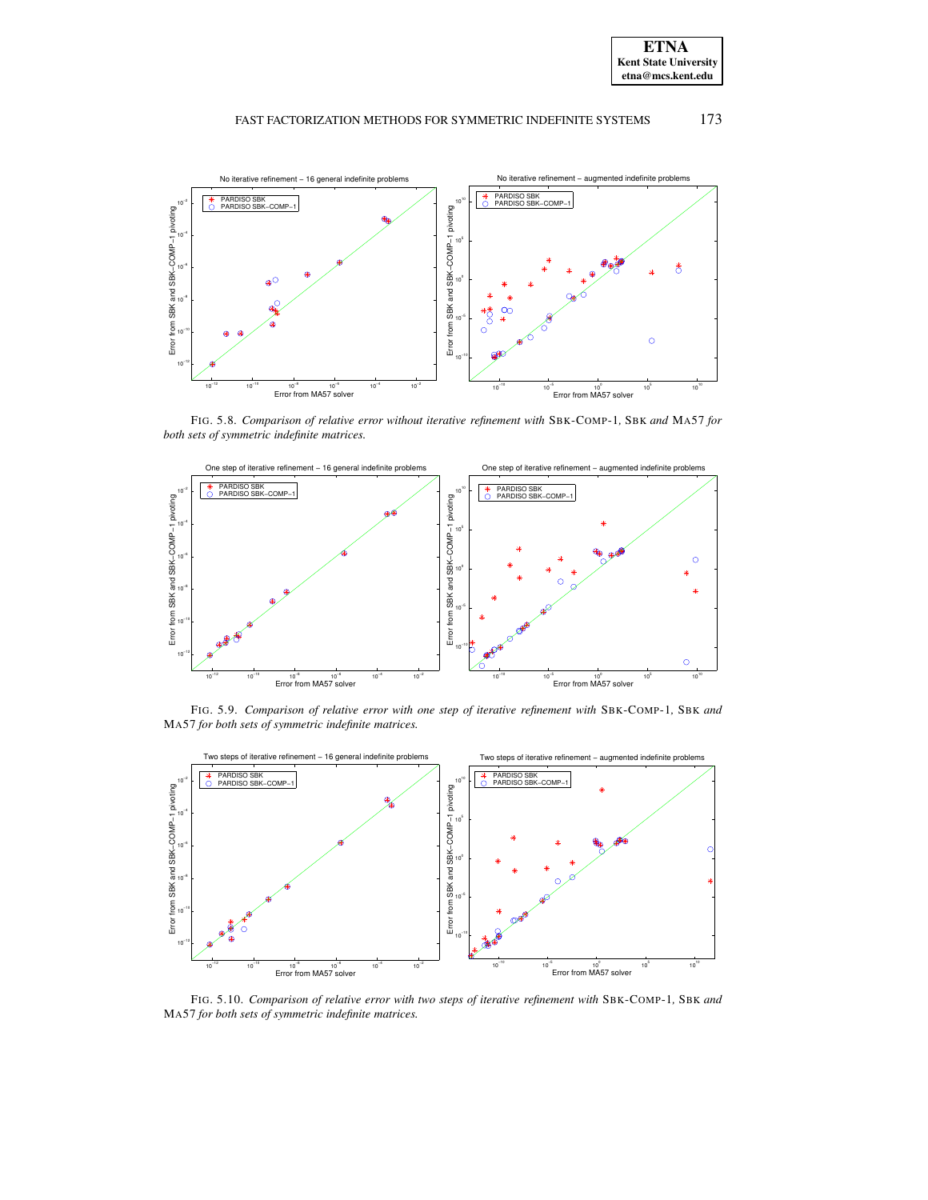FIG. 5.8. *Comparison of relative error without iterative refinement with* SBK-COMP-1*,* SBK *and* MA57 *for both sets of symmetric indefinite matrices.*

FIG. 5.9. *Comparison of relative error with one step of iterative refinement with* SBK-COMP-1*,* SBK *and* MA57 *for both sets of symmetric indefinite matrices.*

FIG. 5.10. *Comparison of relative error with two steps of iterative refinement with* SBK-COMP-1*,* SBK *and* MA57 *for both sets of symmetric indefinite matrices.*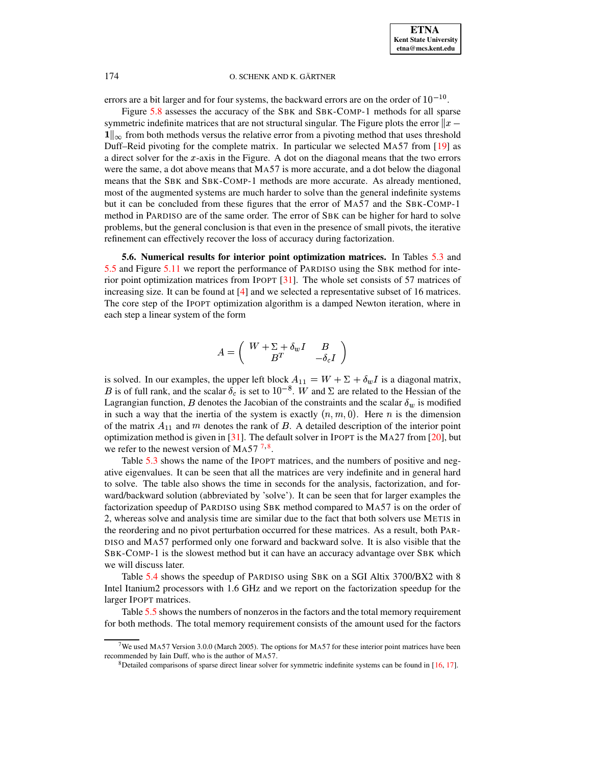errors are a bit larger and for four systems, the backward errors are on the order of $10^{-10}$.

Figure 5.8 assesses the accuracy of the SBK and SBK-COMP-1 methods for all sparse symmetric indefinite matrices that are not structural singular. The Figure plots the error $\|x - \mathbf{1}\|_\infty$ from both methods versus the relative error from a pivoting method that uses threshold Duff–Reid pivoting for the complete matrix. In particular we selected MA57 from [19] as a direct solver for the $x$-axis in the Figure. A dot on the diagonal means that the two errors were the same, a dot above means that MA57 is more accurate, and a dot below the diagonal means that the SBK and SBK-COMP-1 methods are more accurate. As already mentioned, most of the augmented systems are much harder to solve than the general indefinite systems but it can be concluded from these figures that the error of MA57 and the SBK-COMP-1 method in PARDISO are of the same order. The error of SBK can be higher for hard to solve problems, but the general conclusion is that even in the presence of small pivots, the iterative refinement can effectively recover the loss of accuracy during factorization.

**5.6. Numerical results for interior point optimization matrices.** In Tables 5.3 and 5.5 and Figure 5.11 we report the performance of PARDISO using the SBK method for interior point optimization matrices from IPOPT [31]. The whole set consists of 57 matrices of increasing size. It can be found at [4] and we selected a representative subset of 16 matrices. The core step of the IPOPT optimization algorithm is a damped Newton iteration, where in each step a linear system of the form

$$A = \begin{pmatrix} W + \Sigma + \delta_w I & B \\ B^T & -\delta_c I \end{pmatrix}$$

is solved. In our examples, the upper left block $A_{11} = W + \Sigma + \delta_w I$ is a diagonal matrix, $B$ is of full rank, and the scalar $\delta_c$ is set to $10^{-8}$. $W$ and $\Sigma$ are related to the Hessian of the Lagrangian function, $B$ denotes the Jacobian of the constraints and the scalar $\delta_w$ is modified in such a way that the inertia of the system is exactly $(n, m, 0)$. Here $n$ is the dimension of the matrix $A_{11}$ and $m$ denotes the rank of $B$. A detailed description of the interior point optimization method is given in [31]. The default solver in IPOPT is the MA27 from [20], but we refer to the newest version of MA57 [7,8].

Table 5.3 shows the name of the IPOPT matrices, and the numbers of positive and negative eigenvalues. It can be seen that all the matrices are very indefinite and in general hard to solve. The table also shows the time in seconds for the analysis, factorization, and forward/backward solution (abbreviated by 'solve'). It can be seen that for larger examples the factorization speedup of PARDISO using SBK method compared to MA57 is on the order of 2, whereas solve and analysis time are similar due to the fact that both solvers use METIS in the reordering and no pivot perturbation occurred for these matrices. As a result, both PARDISO and MA57 performed only one forward and backward solve. It is also visible that the SBK-COMP-1 is the slowest method but it can have an accuracy advantage over SBK which we will discuss later.

Table 5.4 shows the speedup of PARDISO using SBK on a SGI Altix 3700/BX2 with 8 Intel Itanium2 processors with 1.6 GHz and we report on the factorization speedup for the larger IPOPT matrices.

Table 5.5 shows the numbers of nonzeros in the factors and the total memory requirement for both methods. The total memory requirement consists of the amount used for the factors

[7] We used MA57 Version 3.0.0 (March 2005). The options for MA57 for these interior point matrices have been recommended by Iain Duff, who is the author of MA57.

[8] Detailed comparisons of sparse direct linear solver for symmetric indefinite systems can be found in [16, 17].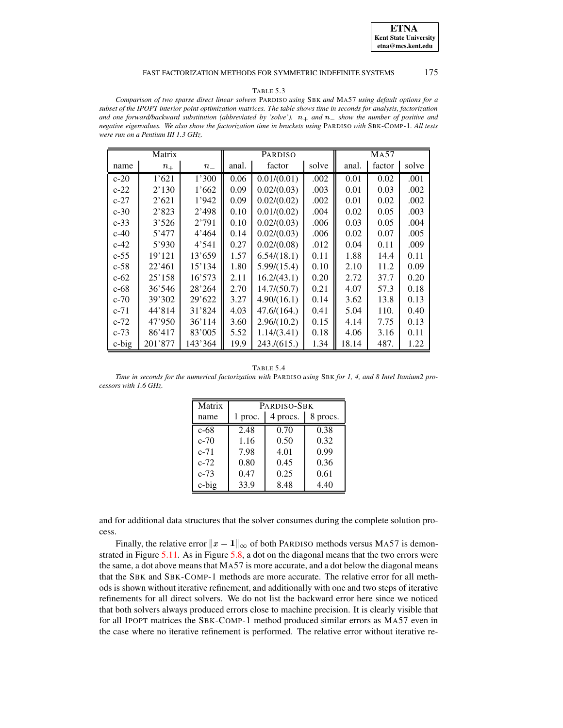TABLE 5.3

*Comparison of two sparse direct linear solvers* PARDISO *using* SBK *and* MA57 *using default options for a subset of the IPOPT interior point optimization matrices. The table shows time in seconds for analysis, factorization and one forward/backward substitution (abbreviated by 'solve').* $n_+$ *and* $n_-$ *show the number of positive and negative eigenvalues. We also show the factorization time in brackets using* PARDISO *with* SBK-COMP-1*. All tests were run on a Pentium III 1.3 GHz.*

| Matrix | | | PARDISO | | | MA57 | | |
|---|---|---|---|---|---|---|---|---|
| name | $n_+$ | $n_-$ | anal. | factor | solve | anal. | factor | solve |
| c-20 | 1'621 | 1'300 | 0.06 | 0.01/(0.01) | .002 | 0.01 | 0.02 | .001 |
| c-22 | 2'130 | 1'662 | 0.09 | 0.02/(0.03) | .003 | 0.01 | 0.03 | .002 |
| c-27 | 2'621 | 1'942 | 0.09 | 0.02/(0.02) | .002 | 0.01 | 0.02 | .002 |
| c-30 | 2'823 | 2'498 | 0.10 | 0.01/(0.02) | .004 | 0.02 | 0.05 | .003 |
| c-33 | 3'526 | 2'791 | 0.10 | 0.02/(0.03) | .006 | 0.03 | 0.05 | .004 |
| c-40 | 5'477 | 4'464 | 0.14 | 0.02/(0.03) | .006 | 0.02 | 0.07 | .005 |
| c-42 | 5'930 | 4'541 | 0.27 | 0.02/(0.08) | .012 | 0.04 | 0.11 | .009 |
| c-55 | 19'121 | 13'659 | 1.57 | 6.54/(18.1) | 0.11 | 1.88 | 14.4 | 0.11 |
| c-58 | 22'461 | 15'134 | 1.80 | 5.99/(15.4) | 0.10 | 2.10 | 11.2 | 0.09 |
| c-62 | 25'158 | 16'573 | 2.11 | 16.2/(43.1) | 0.20 | 2.72 | 37.7 | 0.20 |
| c-68 | 36'546 | 28'264 | 2.70 | 14.7/(50.7) | 0.21 | 4.07 | 57.3 | 0.18 |
| c-70 | 39'302 | 29'622 | 3.27 | 4.90/(16.1) | 0.14 | 3.62 | 13.8 | 0.13 |
| c-71 | 44'814 | 31'824 | 4.03 | 47.6/(164.) | 0.41 | 5.04 | 110. | 0.40 |
| c-72 | 47'950 | 36'114 | 3.60 | 2.96/(10.2) | 0.15 | 4.14 | 7.75 | 0.13 |
| c-73 | 86'417 | 83'005 | 5.52 | 1.14/(3.41) | 0.18 | 4.06 | 3.16 | 0.11 |
| c-big | 201'877 | 143'364 | 19.9 | 243./(615.) | 1.34 | 18.14 | 487. | 1.22 |

TABLE 5.4

*Time in seconds for the numerical factorization with* PARDISO *using* SBK *for 1, 4, and 8 Intel Itanium2 processors with 1.6 GHz.*

| Matrix | PARDISO-SBK | | |
|---|---|---|---|
| name | 1 proc. | 4 procs. | 8 procs. |
| c-68 | 2.48 | 0.70 | 0.38 |
| c-70 | 1.16 | 0.50 | 0.32 |
| c-71 | 7.98 | 4.01 | 0.99 |
| c-72 | 0.80 | 0.45 | 0.36 |
| c-73 | 0.47 | 0.25 | 0.61 |
| c-big | 33.9 | 8.48 | 4.40 |

and for additional data structures that the solver consumes during the complete solution process.

Finally, the relative error $\|x - \mathbf{1}\|_\infty$ of both PARDISO methods versus MA57 is demonstrated in Figure 5.11. As in Figure 5.8, a dot on the diagonal means that the two errors were the same, a dot above means that MA57 is more accurate, and a dot below the diagonal means that the SBK and SBK-COMP-1 methods are more accurate. The relative error for all methods is shown without iterative refinement, and additionally with one and two steps of iterative refinements for all direct solvers. We do not list the backward error here since we noticed that both solvers always produced errors close to machine precision. It is clearly visible that for all IPOPT matrices the SBK-COMP-1 method produced similar errors as MA57 even in the case where no iterative refinement is performed. The relative error without iterative re-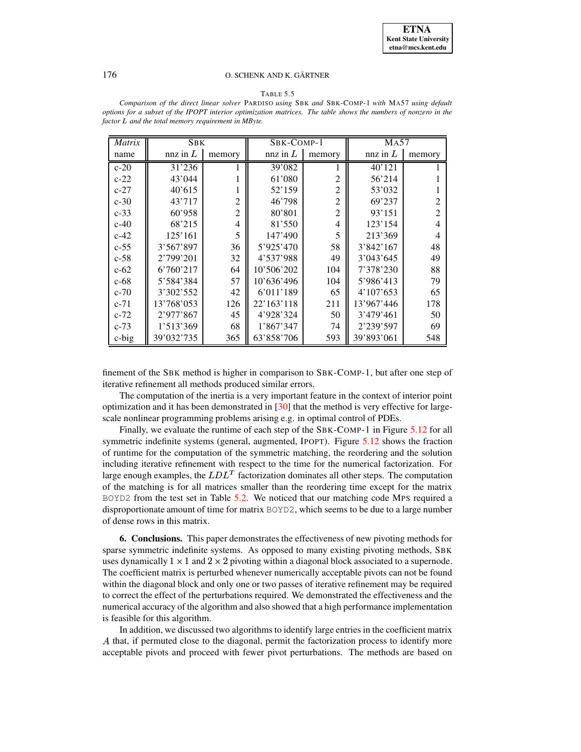TABLE 5.5

*Comparison of the direct linear solver* PARDISO *using* SBK *and* SBK-COMP-1 *with* MA57 *using default options for a subset of the IPOPT interior optimization matrices. The table shows the numbers of nonzero in the factor $L$ and the total memory requirement in MByte.*

| *Matrix* | SBK | | SBK-COMP-1 | | MA57 | |
|---|---|---|---|---|---|---|
| name | nnz in $L$ | memory | nnz in $L$ | memory | nnz in $L$ | memory |
| c-20 | 31'236 | 1 | 39'082 | 1 | 40'121 | 1 |
| c-22 | 43'044 | 1 | 61'080 | 2 | 56'214 | 1 |
| c-27 | 40'615 | 1 | 52'159 | 2 | 53'032 | 1 |
| c-30 | 43'717 | 2 | 46'798 | 2 | 69'237 | 2 |
| c-33 | 60'958 | 2 | 80'801 | 2 | 93'151 | 2 |
| c-40 | 68'215 | 4 | 81'550 | 4 | 123'154 | 4 |
| c-42 | 125'161 | 5 | 147'490 | 5 | 213'369 | 4 |
| c-55 | 3'567'897 | 36 | 5'925'470 | 58 | 3'842'167 | 48 |
| c-58 | 2'799'201 | 32 | 4'537'988 | 49 | 3'043'645 | 49 |
| c-62 | 6'760'217 | 64 | 10'506'202 | 104 | 7'378'230 | 88 |
| c-68 | 5'584'384 | 57 | 10'636'496 | 104 | 5'986'413 | 79 |
| c-70 | 3'302'552 | 42 | 6'011'189 | 65 | 4'107'653 | 65 |
| c-71 | 13'768'053 | 126 | 22'163'118 | 211 | 13'967'446 | 178 |
| c-72 | 2'977'867 | 45 | 4'928'324 | 50 | 3'479'461 | 50 |
| c-73 | 1'513'369 | 68 | 1'867'347 | 74 | 2'239'597 | 69 |
| c-big | 39'032'735 | 365 | 63'858'706 | 593 | 39'893'061 | 548 |

finement of the SBK method is higher in comparison to SBK-COMP-1, but after one step of iterative refinement all methods produced similar errors.

The computation of the inertia is a very important feature in the context of interior point optimization and it has been demonstrated in [30] that the method is very effective for large-scale nonlinear programming problems arising e.g. in optimal control of PDEs.

Finally, we evaluate the runtime of each step of the SBK-COMP-1 in Figure 5.12 for all symmetric indefinite systems (general, augmented, IPOPT). Figure 5.12 shows the fraction of runtime for the computation of the symmetric matching, the reordering and the solution including iterative refinement with respect to the time for the numerical factorization. For large enough examples, the $LDL^T$ factorization dominates all other steps. The computation of the matching is for all matrices smaller than the reordering time except for the matrix BOYD2 from the test set in Table 5.2. We noticed that our matching code MPS required a disproportionate amount of time for matrix BOYD2, which seems to be due to a large number of dense rows in this matrix.

## 6. Conclusions.

This paper demonstrates the effectiveness of new pivoting methods for sparse symmetric indefinite systems. As opposed to many existing pivoting methods, SBK uses dynamically $1 \times 1$ and $2 \times 2$ pivoting within a diagonal block associated to a supernode. The coefficient matrix is perturbed whenever numerically acceptable pivots can not be found within the diagonal block and only one or two passes of iterative refinement may be required to correct the effect of the perturbations required. We demonstrated the effectiveness and the numerical accuracy of the algorithm and also showed that a high performance implementation is feasible for this algorithm.

In addition, we discussed two algorithms to identify large entries in the coefficient matrix $A$ that, if permuted close to the diagonal, permit the factorization process to identify more acceptable pivots and proceed with fewer pivot perturbations. The methods are based on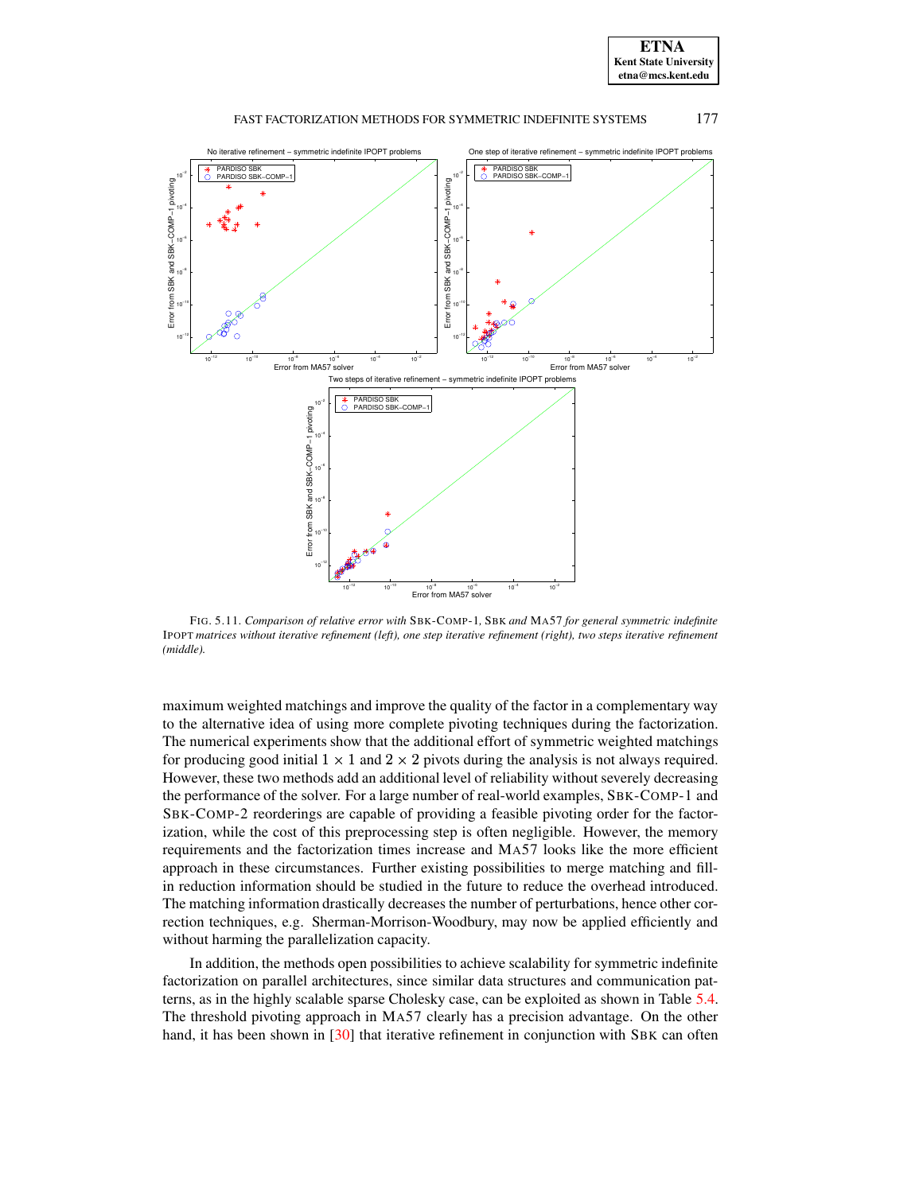FIG. 5.11. *Comparison of relative error with* SBK-COMP-1*,* SBK *and* MA57 *for general symmetric indefinite* IPOPT *matrices without iterative refinement (left), one step iterative refinement (right), two steps iterative refinement (middle).*

maximum weighted matchings and improve the quality of the factor in a complementary way to the alternative idea of using more complete pivoting techniques during the factorization. The numerical experiments show that the additional effort of symmetric weighted matchings for producing good initial $1 \times 1$ and $2 \times 2$ pivots during the analysis is not always required. However, these two methods add an additional level of reliability without severely decreasing the performance of the solver. For a large number of real-world examples, SBK-COMP-1 and SBK-COMP-2 reorderings are capable of providing a feasible pivoting order for the factorization, while the cost of this preprocessing step is often negligible. However, the memory requirements and the factorization times increase and MA57 looks like the more efficient approach in these circumstances. Further existing possibilities to merge matching and fill-in reduction information should be studied in the future to reduce the overhead introduced. The matching information drastically decreases the number of perturbations, hence other correction techniques, e.g. Sherman-Morrison-Woodbury, may now be applied efficiently and without harming the parallelization capacity.

In addition, the methods open possibilities to achieve scalability for symmetric indefinite factorization on parallel architectures, since similar data structures and communication patterns, as in the highly scalable sparse Cholesky case, can be exploited as shown in Table 5.4. The threshold pivoting approach in MA57 clearly has a precision advantage. On the other hand, it has been shown in [30] that iterative refinement in conjunction with SBK can often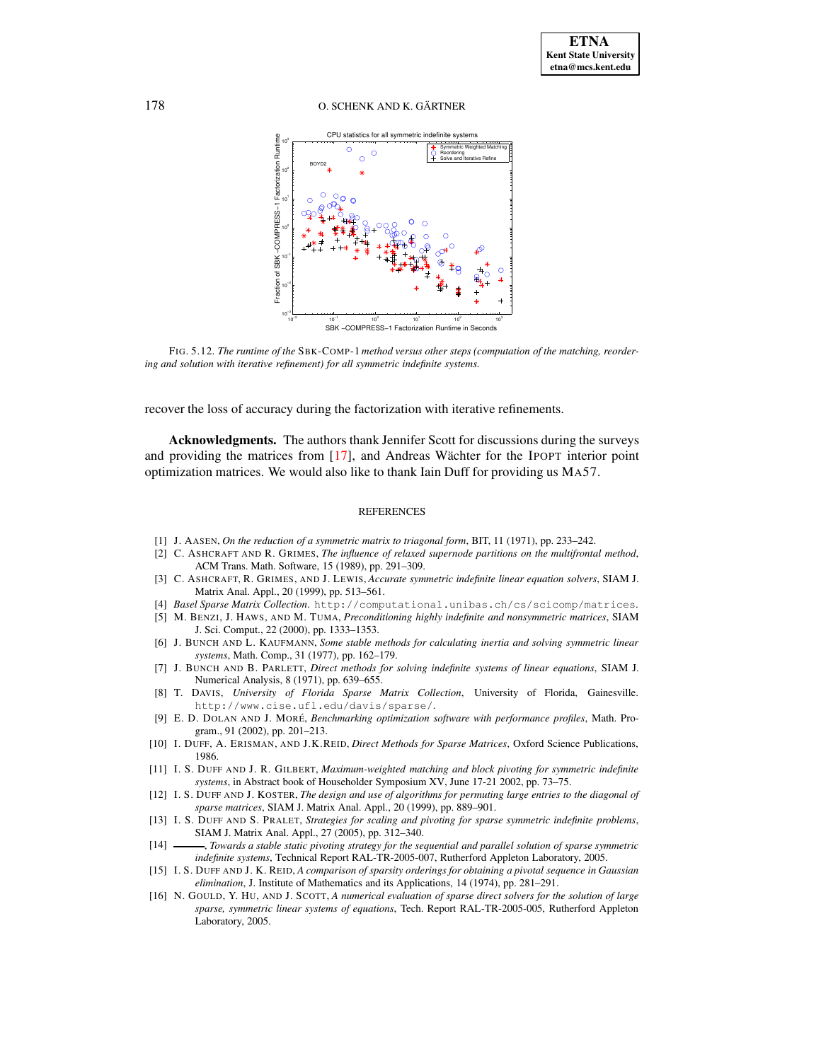FIG. 5.12. *The runtime of the* SBK-COMP-1 *method versus other steps (computation of the matching, reordering and solution with iterative refinement) for all symmetric indefinite systems.*

recover the loss of accuracy during the factorization with iterative refinements.

**Acknowledgments.** The authors thank Jennifer Scott for discussions during the surveys and providing the matrices from [17], and Andreas Wächter for the IPOPT interior point optimization matrices. We would also like to thank Iain Duff for providing us MA57.

## REFERENCES

[1] J. AASEN, *On the reduction of a symmetric matrix to triagonal form*, BIT, 11 (1971), pp. 233–242.

[2] C. ASHCRAFT AND R. GRIMES, *The influence of relaxed supernode partitions on the multifrontal method*, ACM Trans. Math. Software, 15 (1989), pp. 291–309.

[3] C. ASHCRAFT, R. GRIMES, AND J. LEWIS, *Accurate symmetric indefinite linear equation solvers*, SIAM J. Matrix Anal. Appl., 20 (1999), pp. 513–561.

[4] *Basel Sparse Matrix Collection*. http://computational.unibas.ch/cs/scicomp/matrices.

[5] M. BENZI, J. HAWS, AND M. TUMA, *Preconditioning highly indefinite and nonsymmetric matrices*, SIAM J. Sci. Comput., 22 (2000), pp. 1333–1353.

[6] J. BUNCH AND L. KAUFMANN, *Some stable methods for calculating inertia and solving symmetric linear systems*, Math. Comp., 31 (1977), pp. 162–179.

[7] J. BUNCH AND B. PARLETT, *Direct methods for solving indefinite systems of linear equations*, SIAM J. Numerical Analysis, 8 (1971), pp. 639–655.

[8] T. DAVIS, *University of Florida Sparse Matrix Collection*, University of Florida, Gainesville. http://www.cise.ufl.edu/davis/sparse/.

[9] E. D. DOLAN AND J. MORÉ, *Benchmarking optimization software with performance profiles*, Math. Program., 91 (2002), pp. 201–213.

[10] I. DUFF, A. ERISMAN, AND J.K.REID, *Direct Methods for Sparse Matrices*, Oxford Science Publications, 1986.

[11] I. S. DUFF AND J. R. GILBERT, *Maximum-weighted matching and block pivoting for symmetric indefinite systems*, in Abstract book of Householder Symposium XV, June 17-21 2002, pp. 73–75.

[12] I. S. DUFF AND J. KOSTER, *The design and use of algorithms for permuting large entries to the diagonal of sparse matrices*, SIAM J. Matrix Anal. Appl., 20 (1999), pp. 889–901.

[13] I. S. DUFF AND S. PRALET, *Strategies for scaling and pivoting for sparse symmetric indefinite problems*, SIAM J. Matrix Anal. Appl., 27 (2005), pp. 312–340.

[14] ———, *Towards a stable static pivoting strategy for the sequential and parallel solution of sparse symmetric indefinite systems*, Technical Report RAL-TR-2005-007, Rutherford Appleton Laboratory, 2005.

[15] I. S. DUFF AND J. K. REID, *A comparison of sparsity orderings for obtaining a pivotal sequence in Gaussian elimination*, J. Institute of Mathematics and its Applications, 14 (1974), pp. 281–291.

[16] N. GOULD, Y. HU, AND J. SCOTT, *A numerical evaluation of sparse direct solvers for the solution of large sparse, symmetric linear systems of equations*, Tech. Report RAL-TR-2005-005, Rutherford Appleton Laboratory, 2005.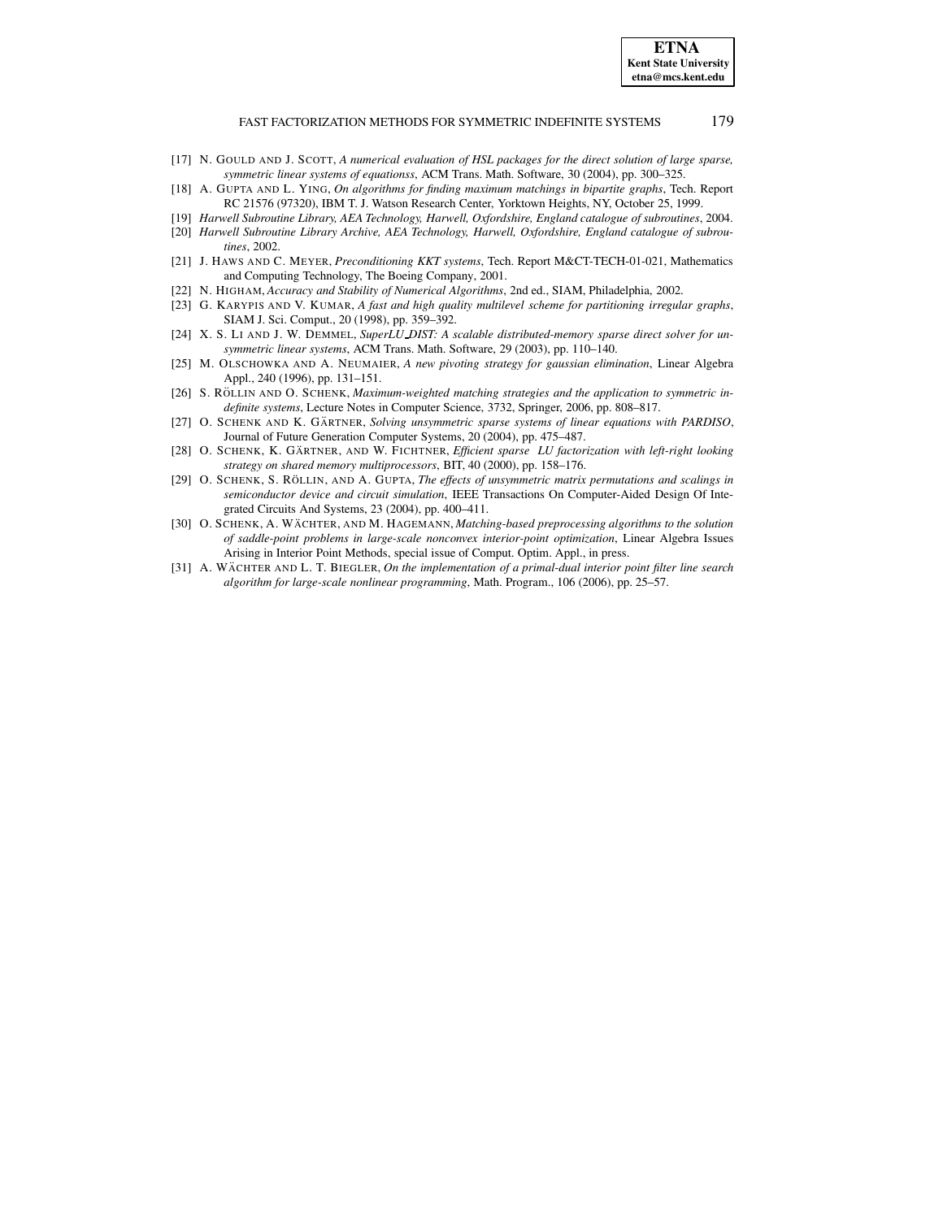[17] N. GOULD AND J. SCOTT, *A numerical evaluation of HSL packages for the direct solution of large sparse, symmetric linear systems of equationss*, ACM Trans. Math. Software, 30 (2004), pp. 300–325.

[18] A. GUPTA AND L. YING, *On algorithms for finding maximum matchings in bipartite graphs*, Tech. Report RC 21576 (97320), IBM T. J. Watson Research Center, Yorktown Heights, NY, October 25, 1999.

[19] *Harwell Subroutine Library, AEA Technology, Harwell, Oxfordshire, England catalogue of subroutines*, 2004.

[20] *Harwell Subroutine Library Archive, AEA Technology, Harwell, Oxfordshire, England catalogue of subroutines*, 2002.

[21] J. HAWS AND C. MEYER, *Preconditioning KKT systems*, Tech. Report M&CT-TECH-01-021, Mathematics and Computing Technology, The Boeing Company, 2001.

[22] N. HIGHAM, *Accuracy and Stability of Numerical Algorithms*, 2nd ed., SIAM, Philadelphia, 2002.

[23] G. KARYPIS AND V. KUMAR, *A fast and high quality multilevel scheme for partitioning irregular graphs*, SIAM J. Sci. Comput., 20 (1998), pp. 359–392.

[24] X. S. LI AND J. W. DEMMEL, *SuperLU_DIST: A scalable distributed-memory sparse direct solver for unsymmetric linear systems*, ACM Trans. Math. Software, 29 (2003), pp. 110–140.

[25] M. OLSCHOWKA AND A. NEUMAIER, *A new pivoting strategy for gaussian elimination*, Linear Algebra Appl., 240 (1996), pp. 131–151.

[26] S. RÖLLIN AND O. SCHENK, *Maximum-weighted matching strategies and the application to symmetric indefinite systems*, Lecture Notes in Computer Science, 3732, Springer, 2006, pp. 808–817.

[27] O. SCHENK AND K. GÄRTNER, *Solving unsymmetric sparse systems of linear equations with PARDISO*, Journal of Future Generation Computer Systems, 20 (2004), pp. 475–487.

[28] O. SCHENK, K. GÄRTNER, AND W. FICHTNER, *Efficient sparse LU factorization with left-right looking strategy on shared memory multiprocessors*, BIT, 40 (2000), pp. 158–176.

[29] O. SCHENK, S. RÖLLIN, AND A. GUPTA, *The effects of unsymmetric matrix permutations and scalings in semiconductor device and circuit simulation*, IEEE Transactions On Computer-Aided Design Of Integrated Circuits And Systems, 23 (2004), pp. 400–411.

[30] O. SCHENK, A. WÄCHTER, AND M. HAGEMANN, *Matching-based preprocessing algorithms to the solution of saddle-point problems in large-scale nonconvex interior-point optimization*, Linear Algebra Issues Arising in Interior Point Methods, special issue of Comput. Optim. Appl., in press.

[31] A. WÄCHTER AND L. T. BIEGLER, *On the implementation of a primal-dual interior point filter line search algorithm for large-scale nonlinear programming*, Math. Program., 106 (2006), pp. 25–57.